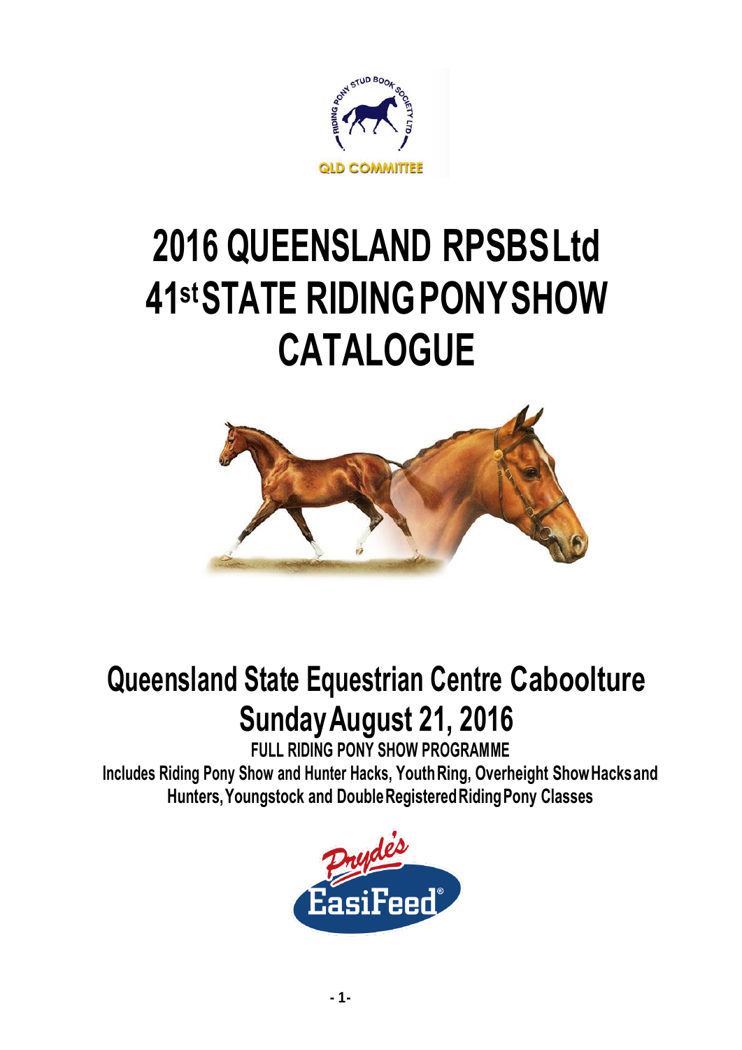# 2016 QUEENSLAND RPSBS Ltd 41st STATE RIDING PONY SHOW CATALOGUE

## Queensland State Equestrian Centre Caboolture Sunday August 21, 2016

**FULL RIDING PONY SHOW PROGRAMME**

**Includes Riding Pony Show and Hunter Hacks, Youth Ring, Overheight Show Hacks and Hunters, Youngstock and Double Registered Riding Pony Classes**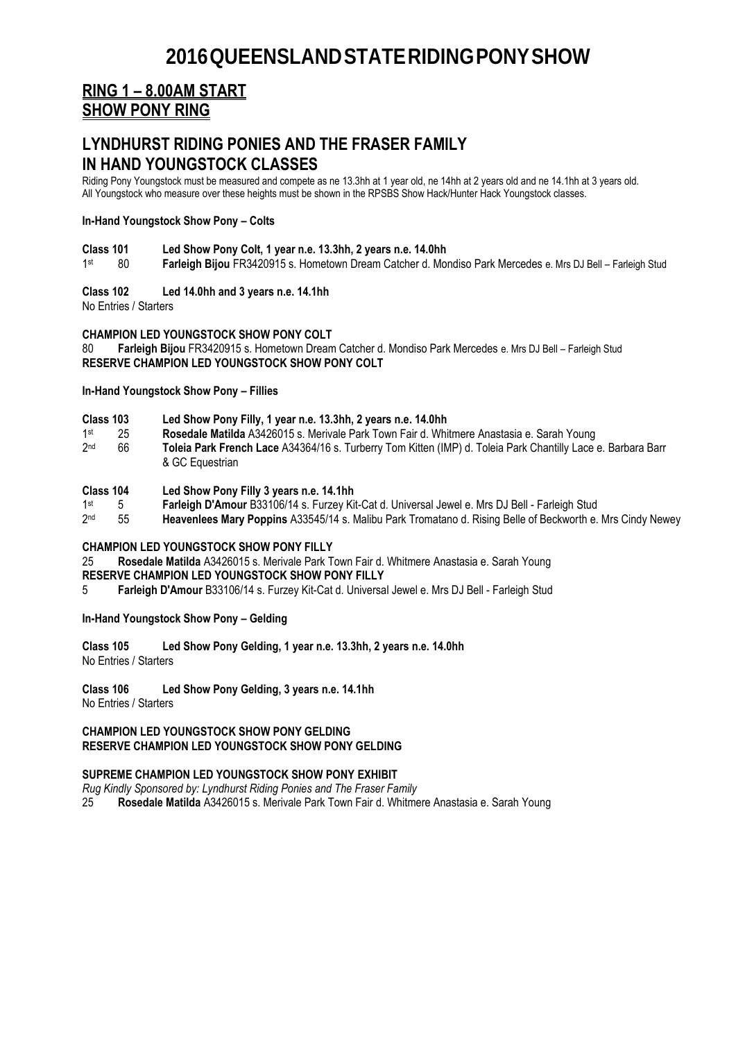# 2016 QUEENSLAND STATE RIDING PONY SHOW

## RING 1 – 8.00AM START
## SHOW PONY RING

## LYNDHURST RIDING PONIES AND THE FRASER FAMILY
## IN HAND YOUNGSTOCK CLASSES

Riding Pony Youngstock must be measured and compete as ne 13.3hh at 1 year old, ne 14hh at 2 years old and ne 14.1hh at 3 years old. All Youngstock who measure over these heights must be shown in the RPSBS Show Hack/Hunter Hack Youngstock classes.

**In-Hand Youngstock Show Pony – Colts**

**Class 101 Led Show Pony Colt, 1 year n.e. 13.3hh, 2 years n.e. 14.0hh**

1st 80 **Farleigh Bijou** FR3420915 s. Hometown Dream Catcher d. Mondiso Park Mercedes e. Mrs DJ Bell – Farleigh Stud

**Class 102 Led 14.0hh and 3 years n.e. 14.1hh**

No Entries / Starters

**CHAMPION LED YOUNGSTOCK SHOW PONY COLT**

80 **Farleigh Bijou** FR3420915 s. Hometown Dream Catcher d. Mondiso Park Mercedes e. Mrs DJ Bell – Farleigh Stud

**RESERVE CHAMPION LED YOUNGSTOCK SHOW PONY COLT**

**In-Hand Youngstock Show Pony – Fillies**

**Class 103 Led Show Pony Filly, 1 year n.e. 13.3hh, 2 years n.e. 14.0hh**

1st 25 **Rosedale Matilda** A3426015 s. Merivale Park Town Fair d. Whitmere Anastasia e. Sarah Young

2nd 66 **Toleia Park French Lace** A34364/16 s. Turberry Tom Kitten (IMP) d. Toleia Park Chantilly Lace e. Barbara Barr & GC Equestrian

**Class 104 Led Show Pony Filly 3 years n.e. 14.1hh**

1st 5 **Farleigh D'Amour** B33106/14 s. Furzey Kit-Cat d. Universal Jewel e. Mrs DJ Bell - Farleigh Stud

2nd 55 **Heavenlees Mary Poppins** A33545/14 s. Malibu Park Tromatano d. Rising Belle of Beckworth e. Mrs Cindy Newey

**CHAMPION LED YOUNGSTOCK SHOW PONY FILLY**

25 **Rosedale Matilda** A3426015 s. Merivale Park Town Fair d. Whitmere Anastasia e. Sarah Young

**RESERVE CHAMPION LED YOUNGSTOCK SHOW PONY FILLY**

5 **Farleigh D'Amour** B33106/14 s. Furzey Kit-Cat d. Universal Jewel e. Mrs DJ Bell - Farleigh Stud

**In-Hand Youngstock Show Pony – Gelding**

**Class 105 Led Show Pony Gelding, 1 year n.e. 13.3hh, 2 years n.e. 14.0hh**

No Entries / Starters

**Class 106 Led Show Pony Gelding, 3 years n.e. 14.1hh**

No Entries / Starters

**CHAMPION LED YOUNGSTOCK SHOW PONY GELDING**

**RESERVE CHAMPION LED YOUNGSTOCK SHOW PONY GELDING**

**SUPREME CHAMPION LED YOUNGSTOCK SHOW PONY EXHIBIT**

*Rug Kindly Sponsored by: Lyndhurst Riding Ponies and The Fraser Family*

25 **Rosedale Matilda** A3426015 s. Merivale Park Town Fair d. Whitmere Anastasia e. Sarah Young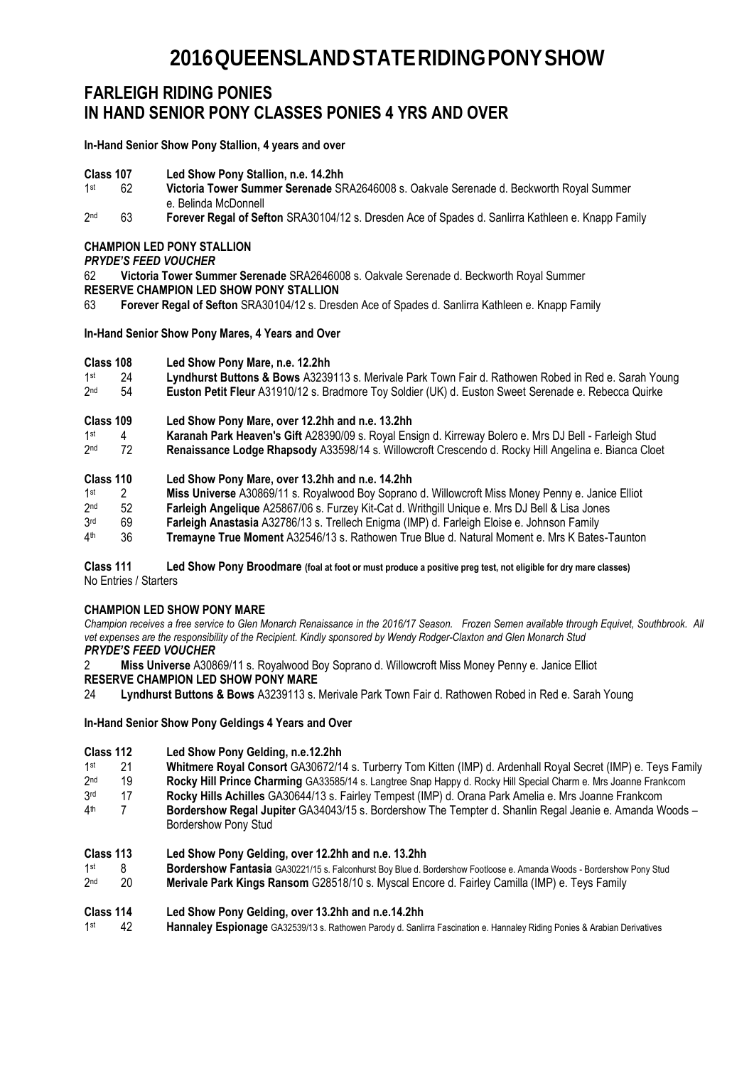# 2016 QUEENSLAND STATE RIDING PONY SHOW

## FARLEIGH RIDING PONIES
## IN HAND SENIOR PONY CLASSES PONIES 4 YRS AND OVER

**In-Hand Senior Show Pony Stallion, 4 years and over**

**Class 107 Led Show Pony Stallion, n.e. 14.2hh**

1st 62 **Victoria Tower Summer Serenade** SRA2646008 s. Oakvale Serenade d. Beckworth Royal Summer e. Belinda McDonnell

2nd 63 **Forever Regal of Sefton** SRA30104/12 s. Dresden Ace of Spades d. Sanlirra Kathleen e. Knapp Family

**CHAMPION LED PONY STALLION**

***PRYDE'S FEED VOUCHER***

62 **Victoria Tower Summer Serenade** SRA2646008 s. Oakvale Serenade d. Beckworth Royal Summer

**RESERVE CHAMPION LED SHOW PONY STALLION**

63 **Forever Regal of Sefton** SRA30104/12 s. Dresden Ace of Spades d. Sanlirra Kathleen e. Knapp Family

**In-Hand Senior Show Pony Mares, 4 Years and Over**

**Class 108 Led Show Pony Mare, n.e. 12.2hh**

1st 24 **Lyndhurst Buttons & Bows** A3239113 s. Merivale Park Town Fair d. Rathowen Robed in Red e. Sarah Young

2nd 54 **Euston Petit Fleur** A31910/12 s. Bradmore Toy Soldier (UK) d. Euston Sweet Serenade e. Rebecca Quirke

**Class 109 Led Show Pony Mare, over 12.2hh and n.e. 13.2hh**

1st 4 **Karanah Park Heaven's Gift** A28390/09 s. Royal Ensign d. Kirreway Bolero e. Mrs DJ Bell - Farleigh Stud

2nd 72 **Renaissance Lodge Rhapsody** A33598/14 s. Willowcroft Crescendo d. Rocky Hill Angelina e. Bianca Cloet

**Class 110 Led Show Pony Mare, over 13.2hh and n.e. 14.2hh**

1st 2 **Miss Universe** A30869/11 s. Royalwood Boy Soprano d. Willowcroft Miss Money Penny e. Janice Elliot

2nd 52 **Farleigh Angelique** A25867/06 s. Furzey Kit-Cat d. Writhgill Unique e. Mrs DJ Bell & Lisa Jones

3rd 69 **Farleigh Anastasia** A32786/13 s. Trellech Enigma (IMP) d. Farleigh Eloise e. Johnson Family

4th 36 **Tremayne True Moment** A32546/13 s. Rathowen True Blue d. Natural Moment e. Mrs K Bates-Taunton

**Class 111 Led Show Pony Broodmare** **(foal at foot or must produce a positive preg test, not eligible for dry mare classes)**

No Entries / Starters

**CHAMPION LED SHOW PONY MARE**

*Champion receives a free service to Glen Monarch Renaissance in the 2016/17 Season. Frozen Semen available through Equivet, Southbrook. All vet expenses are the responsibility of the Recipient. Kindly sponsored by Wendy Rodger-Claxton and Glen Monarch Stud*

***PRYDE'S FEED VOUCHER***

2 **Miss Universe** A30869/11 s. Royalwood Boy Soprano d. Willowcroft Miss Money Penny e. Janice Elliot

**RESERVE CHAMPION LED SHOW PONY MARE**

24 **Lyndhurst Buttons & Bows** A3239113 s. Merivale Park Town Fair d. Rathowen Robed in Red e. Sarah Young

**In-Hand Senior Show Pony Geldings 4 Years and Over**

**Class 112 Led Show Pony Gelding, n.e.12.2hh**

1st 21 **Whitmere Royal Consort** GA30672/14 s. Turberry Tom Kitten (IMP) d. Ardenhall Royal Secret (IMP) e. Teys Family

2nd 19 **Rocky Hill Prince Charming** GA33585/14 s. Langtree Snap Happy d. Rocky Hill Special Charm e. Mrs Joanne Frankcom

3rd 17 **Rocky Hills Achilles** GA30644/13 s. Fairley Tempest (IMP) d. Orana Park Amelia e. Mrs Joanne Frankcom

4th 7 **Bordershow Regal Jupiter** GA34043/15 s. Bordershow The Tempter d. Shanlin Regal Jeanie e. Amanda Woods – Bordershow Pony Stud

**Class 113 Led Show Pony Gelding, over 12.2hh and n.e. 13.2hh**

1st 8 **Bordershow Fantasia** GA30221/15 s. Falconhurst Boy Blue d. Bordershow Footloose e. Amanda Woods - Bordershow Pony Stud

2nd 20 **Merivale Park Kings Ransom** G28518/10 s. Myscal Encore d. Fairley Camilla (IMP) e. Teys Family

**Class 114 Led Show Pony Gelding, over 13.2hh and n.e.14.2hh**

1st 42 **Hannaley Espionage** GA32539/13 s. Rathowen Parody d. Sanlirra Fascination e. Hannaley Riding Ponies & Arabian Derivatives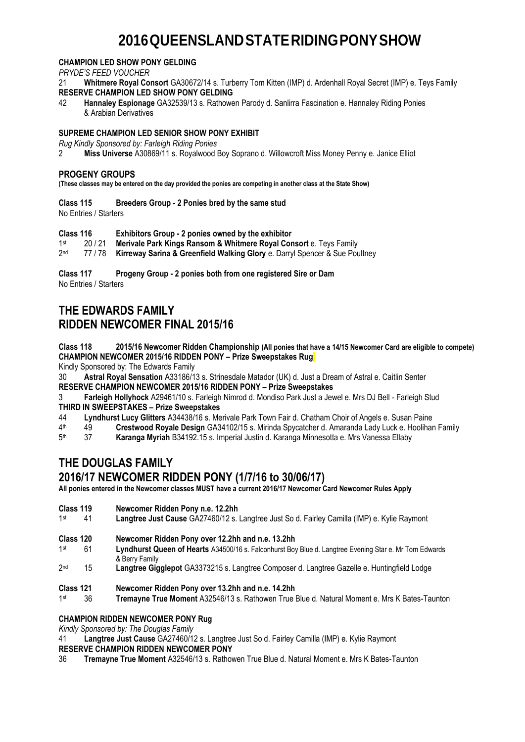# 2016 QUEENSLAND STATE RIDING PONY SHOW

**CHAMPION LED SHOW PONY GELDING**

*PRYDE'S FEED VOUCHER*

21 **Whitmere Royal Consort** GA30672/14 s. Turberry Tom Kitten (IMP) d. Ardenhall Royal Secret (IMP) e. Teys Family

**RESERVE CHAMPION LED SHOW PONY GELDING**

42 **Hannaley Espionage** GA32539/13 s. Rathowen Parody d. Sanlirra Fascination e. Hannaley Riding Ponies & Arabian Derivatives

**SUPREME CHAMPION LED SENIOR SHOW PONY EXHIBIT**

*Rug Kindly Sponsored by: Farleigh Riding Ponies*

2 **Miss Universe** A30869/11 s. Royalwood Boy Soprano d. Willowcroft Miss Money Penny e. Janice Elliot

**PROGENY GROUPS**

**(These classes may be entered on the day provided the ponies are competing in another class at the State Show)**

**Class 115 Breeders Group - 2 Ponies bred by the same stud**

No Entries / Starters

**Class 116 Exhibitors Group - 2 ponies owned by the exhibitor**

1st 20 / 21 **Merivale Park Kings Ransom & Whitmere Royal Consort** e. Teys Family

2nd 77 / 78 **Kirreway Sarina & Greenfield Walking Glory** e. Darryl Spencer & Sue Poultney

**Class 117 Progeny Group - 2 ponies both from one registered Sire or Dam**

No Entries / Starters

## THE EDWARDS FAMILY RIDDEN NEWCOMER FINAL 2015/16

**Class 118 2015/16 Newcomer Ridden Championship (All ponies that have a 14/15 Newcomer Card are eligible to compete)**

**CHAMPION NEWCOMER 2015/16 RIDDEN PONY – Prize Sweepstakes Rug**

Kindly Sponsored by: The Edwards Family

30 **Astral Royal Sensation** A33186/13 s. Strinesdale Matador (UK) d. Just a Dream of Astral e. Caitlin Senter

**RESERVE CHAMPION NEWCOMER 2015/16 RIDDEN PONY – Prize Sweepstakes**

3 **Farleigh Hollyhock** A29461/10 s. Farleigh Nimrod d. Mondiso Park Just a Jewel e. Mrs DJ Bell - Farleigh Stud

**THIRD IN SWEEPSTAKES – Prize Sweepstakes**

44 **Lyndhurst Lucy Glitters** A34438/16 s. Merivale Park Town Fair d. Chatham Choir of Angels e. Susan Paine

4th 49 **Crestwood Royale Design** GA34102/15 s. Mirinda Spycatcher d. Amaranda Lady Luck e. Hoolihan Family

5th 37 **Karanga Myriah** B34192.15 s. Imperial Justin d. Karanga Minnesotta e. Mrs Vanessa Ellaby

## THE DOUGLAS FAMILY 2016/17 NEWCOMER RIDDEN PONY (1/7/16 to 30/06/17)

**All ponies entered in the Newcomer classes MUST have a current 2016/17 Newcomer Card Newcomer Rules Apply**

**Class 119 Newcomer Ridden Pony n.e. 12.2hh**

1st 41 **Langtree Just Cause** GA27460/12 s. Langtree Just So d. Fairley Camilla (IMP) e. Kylie Raymont

**Class 120 Newcomer Ridden Pony over 12.2hh and n.e. 13.2hh**

1st 61 **Lyndhurst Queen of Hearts** A34500/16 s. Falconhurst Boy Blue d. Langtree Evening Star e. Mr Tom Edwards & Berry Family

2nd 15 **Langtree Gigglepot** GA3373215 s. Langtree Composer d. Langtree Gazelle e. Huntingfield Lodge

**Class 121 Newcomer Ridden Pony over 13.2hh and n.e. 14.2hh**

1st 36 **Tremayne True Moment** A32546/13 s. Rathowen True Blue d. Natural Moment e. Mrs K Bates-Taunton

**CHAMPION RIDDEN NEWCOMER PONY Rug**

*Kindly Sponsored by: The Douglas Family*

41 **Langtree Just Cause** GA27460/12 s. Langtree Just So d. Fairley Camilla (IMP) e. Kylie Raymont

**RESERVE CHAMPION RIDDEN NEWCOMER PONY**

36 **Tremayne True Moment** A32546/13 s. Rathowen True Blue d. Natural Moment e. Mrs K Bates-Taunton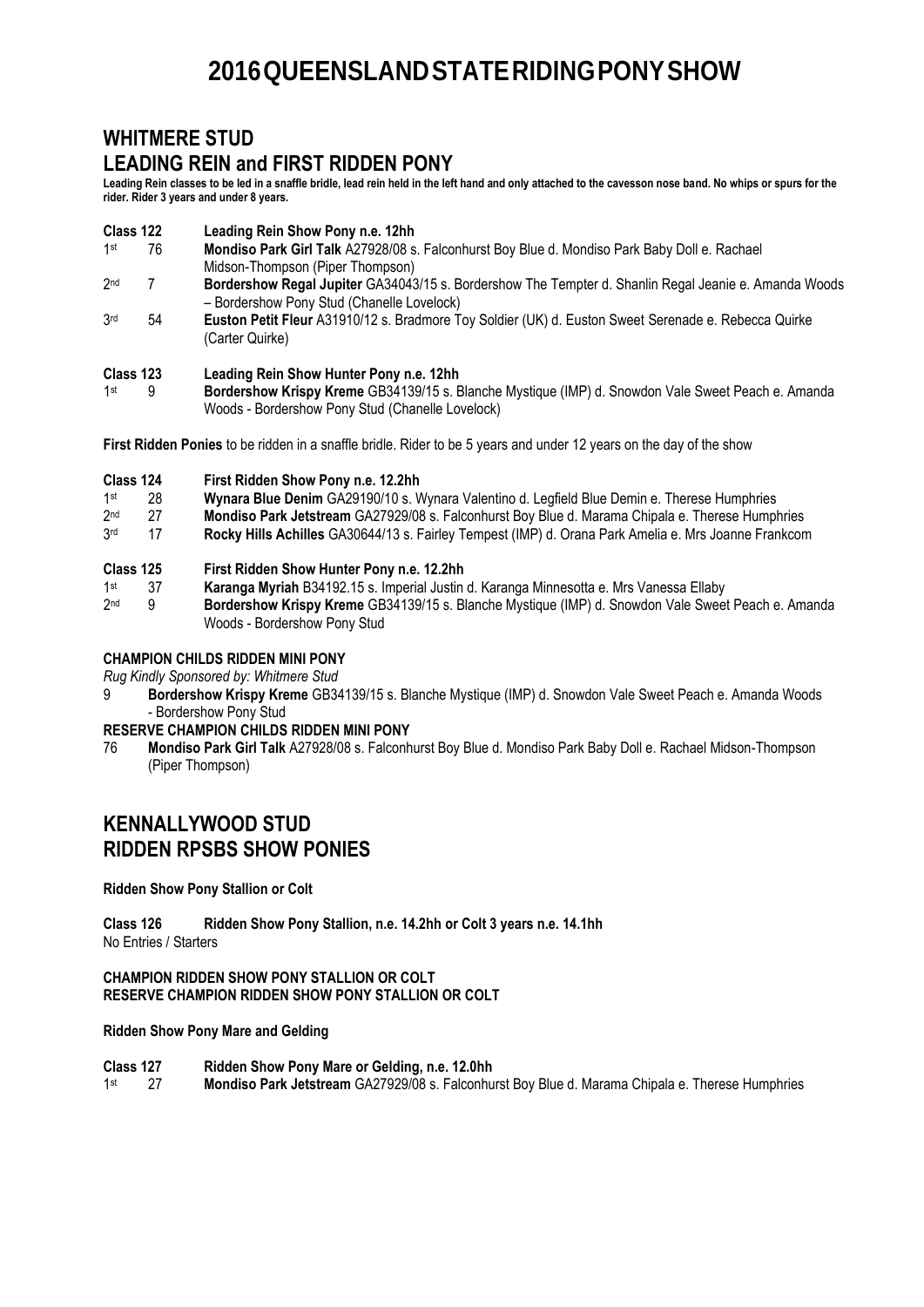# 2016 QUEENSLAND STATE RIDING PONY SHOW

## WHITMERE STUD
## LEADING REIN and FIRST RIDDEN PONY

**Leading Rein classes to be led in a snaffle bridle, lead rein held in the left hand and only attached to the cavesson nose band. No whips or spurs for the rider. Rider 3 years and under 8 years.**

**Class 122 Leading Rein Show Pony n.e. 12hh**

1st 76 **Mondiso Park Girl Talk** A27928/08 s. Falconhurst Boy Blue d. Mondiso Park Baby Doll e. Rachael Midson-Thompson (Piper Thompson)

2nd 7 **Bordershow Regal Jupiter** GA34043/15 s. Bordershow The Tempter d. Shanlin Regal Jeanie e. Amanda Woods – Bordershow Pony Stud (Chanelle Lovelock)

3rd 54 **Euston Petit Fleur** A31910/12 s. Bradmore Toy Soldier (UK) d. Euston Sweet Serenade e. Rebecca Quirke (Carter Quirke)

**Class 123 Leading Rein Show Hunter Pony n.e. 12hh**

1st 9 **Bordershow Krispy Kreme** GB34139/15 s. Blanche Mystique (IMP) d. Snowdon Vale Sweet Peach e. Amanda Woods - Bordershow Pony Stud (Chanelle Lovelock)

**First Ridden Ponies** to be ridden in a snaffle bridle. Rider to be 5 years and under 12 years on the day of the show

**Class 124 First Ridden Show Pony n.e. 12.2hh**

1st 28 **Wynara Blue Denim** GA29190/10 s. Wynara Valentino d. Legfield Blue Demin e. Therese Humphries

2nd 27 **Mondiso Park Jetstream** GA27929/08 s. Falconhurst Boy Blue d. Marama Chipala e. Therese Humphries

3rd 17 **Rocky Hills Achilles** GA30644/13 s. Fairley Tempest (IMP) d. Orana Park Amelia e. Mrs Joanne Frankcom

**Class 125 First Ridden Show Hunter Pony n.e. 12.2hh**

1st 37 **Karanga Myriah** B34192.15 s. Imperial Justin d. Karanga Minnesotta e. Mrs Vanessa Ellaby

2nd 9 **Bordershow Krispy Kreme** GB34139/15 s. Blanche Mystique (IMP) d. Snowdon Vale Sweet Peach e. Amanda Woods - Bordershow Pony Stud

**CHAMPION CHILDS RIDDEN MINI PONY**

*Rug Kindly Sponsored by: Whitmere Stud*

9 **Bordershow Krispy Kreme** GB34139/15 s. Blanche Mystique (IMP) d. Snowdon Vale Sweet Peach e. Amanda Woods - Bordershow Pony Stud

**RESERVE CHAMPION CHILDS RIDDEN MINI PONY**

76 **Mondiso Park Girl Talk** A27928/08 s. Falconhurst Boy Blue d. Mondiso Park Baby Doll e. Rachael Midson-Thompson (Piper Thompson)

## KENNALLYWOOD STUD
## RIDDEN RPSBS SHOW PONIES

**Ridden Show Pony Stallion or Colt**

**Class 126 Ridden Show Pony Stallion, n.e. 14.2hh or Colt 3 years n.e. 14.1hh**

No Entries / Starters

**CHAMPION RIDDEN SHOW PONY STALLION OR COLT**

**RESERVE CHAMPION RIDDEN SHOW PONY STALLION OR COLT**

**Ridden Show Pony Mare and Gelding**

**Class 127 Ridden Show Pony Mare or Gelding, n.e. 12.0hh**

1st 27 **Mondiso Park Jetstream** GA27929/08 s. Falconhurst Boy Blue d. Marama Chipala e. Therese Humphries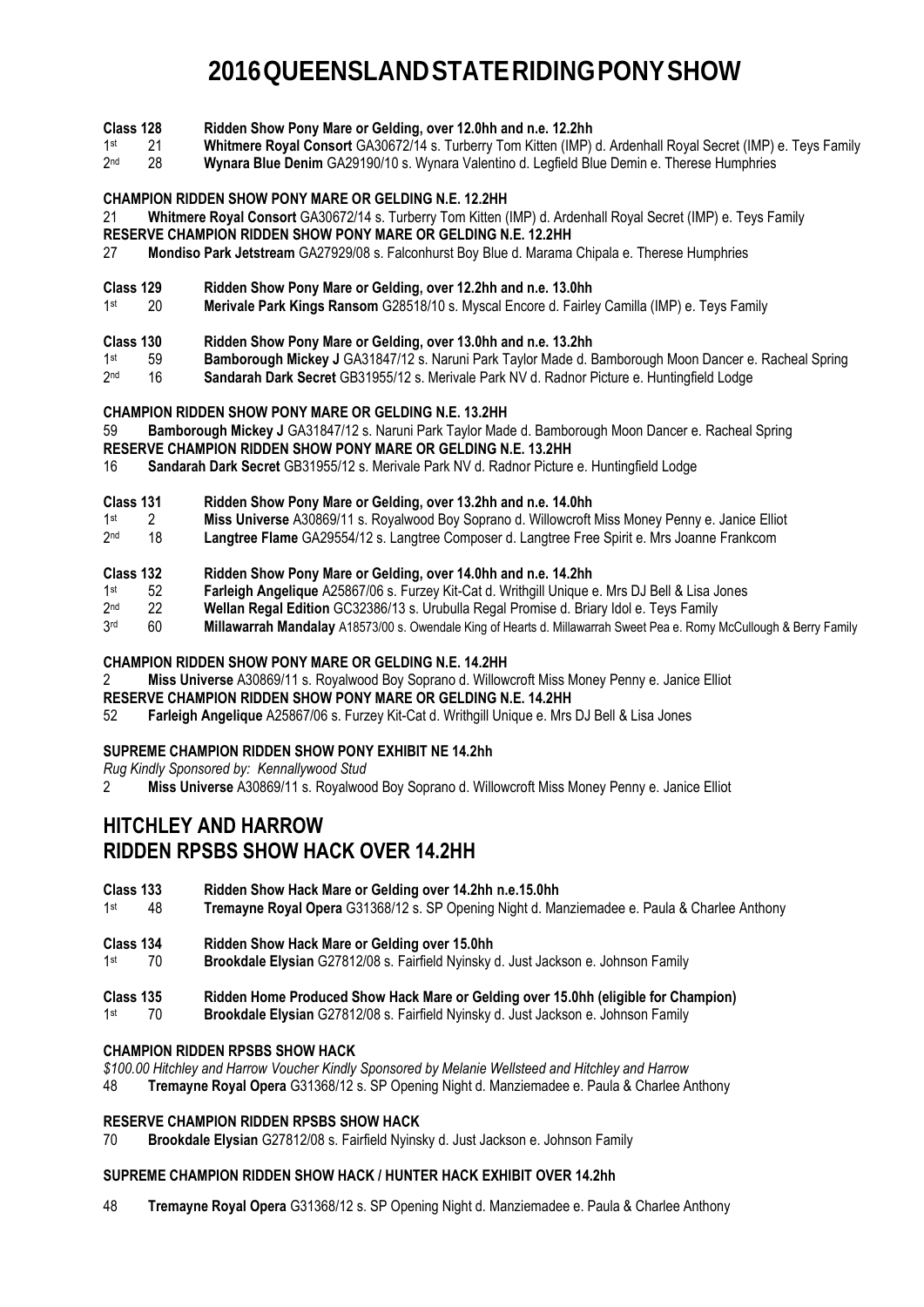# 2016 QUEENSLAND STATE RIDING PONY SHOW

**Class 128 Ridden Show Pony Mare or Gelding, over 12.0hh and n.e. 12.2hh**

1st 21 **Whitmere Royal Consort** GA30672/14 s. Turberry Tom Kitten (IMP) d. Ardenhall Royal Secret (IMP) e. Teys Family
2nd 28 **Wynara Blue Denim** GA29190/10 s. Wynara Valentino d. Legfield Blue Demin e. Therese Humphries

**CHAMPION RIDDEN SHOW PONY MARE OR GELDING N.E. 12.2HH**

21 **Whitmere Royal Consort** GA30672/14 s. Turberry Tom Kitten (IMP) d. Ardenhall Royal Secret (IMP) e. Teys Family

**RESERVE CHAMPION RIDDEN SHOW PONY MARE OR GELDING N.E. 12.2HH**

27 **Mondiso Park Jetstream** GA27929/08 s. Falconhurst Boy Blue d. Marama Chipala e. Therese Humphries

**Class 129 Ridden Show Pony Mare or Gelding, over 12.2hh and n.e. 13.0hh**

1st 20 **Merivale Park Kings Ransom** G28518/10 s. Myscal Encore d. Fairley Camilla (IMP) e. Teys Family

**Class 130 Ridden Show Pony Mare or Gelding, over 13.0hh and n.e. 13.2hh**

1st 59 **Bamborough Mickey J** GA31847/12 s. Naruni Park Taylor Made d. Bamborough Moon Dancer e. Racheal Spring
2nd 16 **Sandarah Dark Secret** GB31955/12 s. Merivale Park NV d. Radnor Picture e. Huntingfield Lodge

**CHAMPION RIDDEN SHOW PONY MARE OR GELDING N.E. 13.2HH**

59 **Bamborough Mickey J** GA31847/12 s. Naruni Park Taylor Made d. Bamborough Moon Dancer e. Racheal Spring

**RESERVE CHAMPION RIDDEN SHOW PONY MARE OR GELDING N.E. 13.2HH**

16 **Sandarah Dark Secret** GB31955/12 s. Merivale Park NV d. Radnor Picture e. Huntingfield Lodge

**Class 131 Ridden Show Pony Mare or Gelding, over 13.2hh and n.e. 14.0hh**

1st 2 **Miss Universe** A30869/11 s. Royalwood Boy Soprano d. Willowcroft Miss Money Penny e. Janice Elliot
2nd 18 **Langtree Flame** GA29554/12 s. Langtree Composer d. Langtree Free Spirit e. Mrs Joanne Frankcom

**Class 132 Ridden Show Pony Mare or Gelding, over 14.0hh and n.e. 14.2hh**

1st 52 **Farleigh Angelique** A25867/06 s. Furzey Kit-Cat d. Writhgill Unique e. Mrs DJ Bell & Lisa Jones
2nd 22 **Wellan Regal Edition** GC32386/13 s. Urubulla Regal Promise d. Briary Idol e. Teys Family
3rd 60 **Millawarrah Mandalay** A18573/00 s. Owendale King of Hearts d. Millawarrah Sweet Pea e. Romy McCullough & Berry Family

**CHAMPION RIDDEN SHOW PONY MARE OR GELDING N.E. 14.2HH**

2 **Miss Universe** A30869/11 s. Royalwood Boy Soprano d. Willowcroft Miss Money Penny e. Janice Elliot

**RESERVE CHAMPION RIDDEN SHOW PONY MARE OR GELDING N.E. 14.2HH**

52 **Farleigh Angelique** A25867/06 s. Furzey Kit-Cat d. Writhgill Unique e. Mrs DJ Bell & Lisa Jones

**SUPREME CHAMPION RIDDEN SHOW PONY EXHIBIT NE 14.2hh**

*Rug Kindly Sponsored by: Kennallywood Stud*

2 **Miss Universe** A30869/11 s. Royalwood Boy Soprano d. Willowcroft Miss Money Penny e. Janice Elliot

## HITCHLEY AND HARROW
## RIDDEN RPSBS SHOW HACK OVER 14.2HH

**Class 133 Ridden Show Hack Mare or Gelding over 14.2hh n.e.15.0hh**

1st 48 **Tremayne Royal Opera** G31368/12 s. SP Opening Night d. Manziemadee e. Paula & Charlee Anthony

**Class 134 Ridden Show Hack Mare or Gelding over 15.0hh**

1st 70 **Brookdale Elysian** G27812/08 s. Fairfield Nyinsky d. Just Jackson e. Johnson Family

**Class 135 Ridden Home Produced Show Hack Mare or Gelding over 15.0hh (eligible for Champion)**

1st 70 **Brookdale Elysian** G27812/08 s. Fairfield Nyinsky d. Just Jackson e. Johnson Family

**CHAMPION RIDDEN RPSBS SHOW HACK**

*$100.00 Hitchley and Harrow Voucher Kindly Sponsored by Melanie Wellsteed and Hitchley and Harrow*

48 **Tremayne Royal Opera** G31368/12 s. SP Opening Night d. Manziemadee e. Paula & Charlee Anthony

**RESERVE CHAMPION RIDDEN RPSBS SHOW HACK**

70 **Brookdale Elysian** G27812/08 s. Fairfield Nyinsky d. Just Jackson e. Johnson Family

**SUPREME CHAMPION RIDDEN SHOW HACK / HUNTER HACK EXHIBIT OVER 14.2hh**

48 **Tremayne Royal Opera** G31368/12 s. SP Opening Night d. Manziemadee e. Paula & Charlee Anthony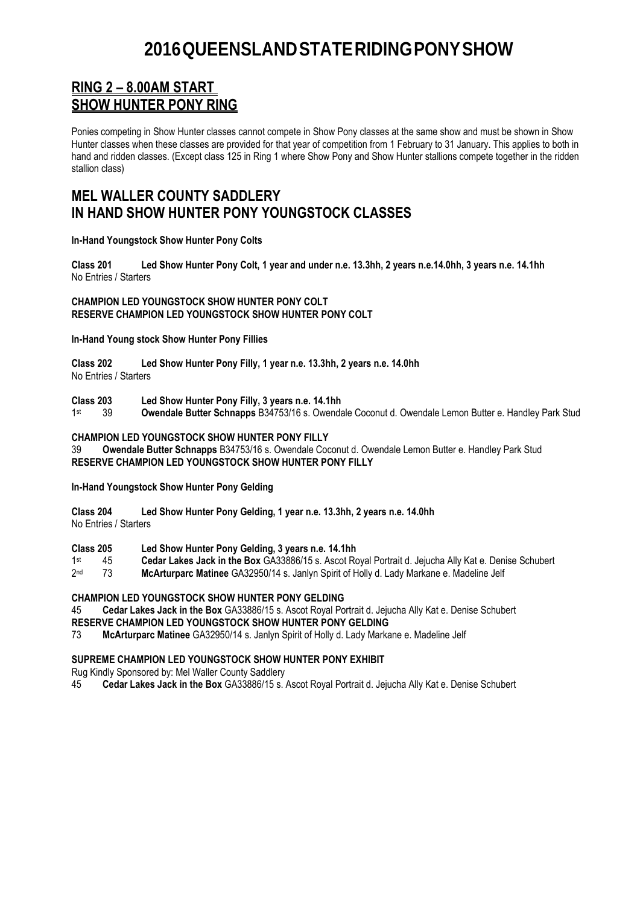# 2016 QUEENSLAND STATE RIDING PONY SHOW

## RING 2 – 8.00AM START
## SHOW HUNTER PONY RING

Ponies competing in Show Hunter classes cannot compete in Show Pony classes at the same show and must be shown in Show Hunter classes when these classes are provided for that year of competition from 1 February to 31 January. This applies to both in hand and ridden classes. (Except class 125 in Ring 1 where Show Pony and Show Hunter stallions compete together in the ridden stallion class)

## MEL WALLER COUNTY SADDLERY
## IN HAND SHOW HUNTER PONY YOUNGSTOCK CLASSES

**In-Hand Youngstock Show Hunter Pony Colts**

**Class 201 Led Show Hunter Pony Colt, 1 year and under n.e. 13.3hh, 2 years n.e.14.0hh, 3 years n.e. 14.1hh**
No Entries / Starters

**CHAMPION LED YOUNGSTOCK SHOW HUNTER PONY COLT**
**RESERVE CHAMPION LED YOUNGSTOCK SHOW HUNTER PONY COLT**

**In-Hand Young stock Show Hunter Pony Fillies**

**Class 202 Led Show Hunter Pony Filly, 1 year n.e. 13.3hh, 2 years n.e. 14.0hh**
No Entries / Starters

**Class 203 Led Show Hunter Pony Filly, 3 years n.e. 14.1hh**
1st 39 **Owendale Butter Schnapps** B34753/16 s. Owendale Coconut d. Owendale Lemon Butter e. Handley Park Stud

**CHAMPION LED YOUNGSTOCK SHOW HUNTER PONY FILLY**
39 **Owendale Butter Schnapps** B34753/16 s. Owendale Coconut d. Owendale Lemon Butter e. Handley Park Stud
**RESERVE CHAMPION LED YOUNGSTOCK SHOW HUNTER PONY FILLY**

**In-Hand Youngstock Show Hunter Pony Gelding**

**Class 204 Led Show Hunter Pony Gelding, 1 year n.e. 13.3hh, 2 years n.e. 14.0hh**
No Entries / Starters

**Class 205 Led Show Hunter Pony Gelding, 3 years n.e. 14.1hh**
1st 45 **Cedar Lakes Jack in the Box** GA33886/15 s. Ascot Royal Portrait d. Jejucha Ally Kat e. Denise Schubert
2nd 73 **McArturparc Matinee** GA32950/14 s. Janlyn Spirit of Holly d. Lady Markane e. Madeline Jelf

**CHAMPION LED YOUNGSTOCK SHOW HUNTER PONY GELDING**
45 **Cedar Lakes Jack in the Box** GA33886/15 s. Ascot Royal Portrait d. Jejucha Ally Kat e. Denise Schubert
**RESERVE CHAMPION LED YOUNGSTOCK SHOW HUNTER PONY GELDING**
73 **McArturparc Matinee** GA32950/14 s. Janlyn Spirit of Holly d. Lady Markane e. Madeline Jelf

**SUPREME CHAMPION LED YOUNGSTOCK SHOW HUNTER PONY EXHIBIT**
Rug Kindly Sponsored by: Mel Waller County Saddlery
45 **Cedar Lakes Jack in the Box** GA33886/15 s. Ascot Royal Portrait d. Jejucha Ally Kat e. Denise Schubert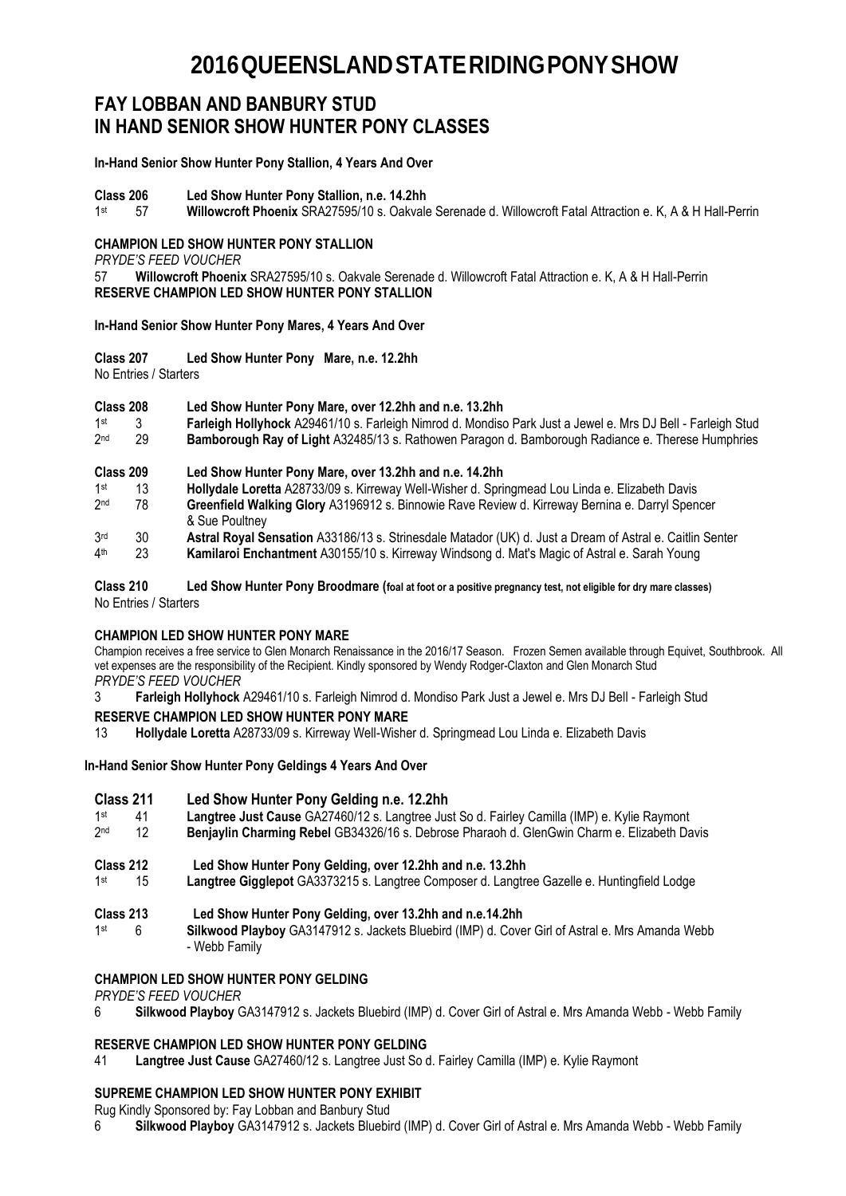# 2016 QUEENSLAND STATE RIDING PONY SHOW

## FAY LOBBAN AND BANBURY STUD IN HAND SENIOR SHOW HUNTER PONY CLASSES

**In-Hand Senior Show Hunter Pony Stallion, 4 Years And Over**

**Class 206 Led Show Hunter Pony Stallion, n.e. 14.2hh**

1st 57 **Willowcroft Phoenix** SRA27595/10 s. Oakvale Serenade d. Willowcroft Fatal Attraction e. K, A & H Hall-Perrin

**CHAMPION LED SHOW HUNTER PONY STALLION**

*PRYDE'S FEED VOUCHER*

57 **Willowcroft Phoenix** SRA27595/10 s. Oakvale Serenade d. Willowcroft Fatal Attraction e. K, A & H Hall-Perrin

**RESERVE CHAMPION LED SHOW HUNTER PONY STALLION**

**In-Hand Senior Show Hunter Pony Mares, 4 Years And Over**

**Class 207 Led Show Hunter Pony Mare, n.e. 12.2hh**

No Entries / Starters

**Class 208 Led Show Hunter Pony Mare, over 12.2hh and n.e. 13.2hh**

1st 3 **Farleigh Hollyhock** A29461/10 s. Farleigh Nimrod d. Mondiso Park Just a Jewel e. Mrs DJ Bell - Farleigh Stud

2nd 29 **Bamborough Ray of Light** A32485/13 s. Rathowen Paragon d. Bamborough Radiance e. Therese Humphries

**Class 209 Led Show Hunter Pony Mare, over 13.2hh and n.e. 14.2hh**

1st 13 **Hollydale Loretta** A28733/09 s. Kirreway Well-Wisher d. Springmead Lou Linda e. Elizabeth Davis

2nd 78 **Greenfield Walking Glory** A3196912 s. Binnowie Rave Review d. Kirreway Bernina e. Darryl Spencer & Sue Poultney

3rd 30 **Astral Royal Sensation** A33186/13 s. Strinesdale Matador (UK) d. Just a Dream of Astral e. Caitlin Senter

4th 23 **Kamilaroi Enchantment** A30155/10 s. Kirreway Windsong d. Mat's Magic of Astral e. Sarah Young

**Class 210 Led Show Hunter Pony Broodmare (foal at foot or a positive pregnancy test, not eligible for dry mare classes)**

No Entries / Starters

**CHAMPION LED SHOW HUNTER PONY MARE**

Champion receives a free service to Glen Monarch Renaissance in the 2016/17 Season. Frozen Semen available through Equivet, Southbrook. All vet expenses are the responsibility of the Recipient. Kindly sponsored by Wendy Rodger-Claxton and Glen Monarch Stud

*PRYDE'S FEED VOUCHER*

3 **Farleigh Hollyhock** A29461/10 s. Farleigh Nimrod d. Mondiso Park Just a Jewel e. Mrs DJ Bell - Farleigh Stud

**RESERVE CHAMPION LED SHOW HUNTER PONY MARE**

13 **Hollydale Loretta** A28733/09 s. Kirreway Well-Wisher d. Springmead Lou Linda e. Elizabeth Davis

**In-Hand Senior Show Hunter Pony Geldings 4 Years And Over**

**Class 211 Led Show Hunter Pony Gelding n.e. 12.2hh**

1st 41 **Langtree Just Cause** GA27460/12 s. Langtree Just So d. Fairley Camilla (IMP) e. Kylie Raymont

2nd 12 **Benjaylin Charming Rebel** GB34326/16 s. Debrose Pharaoh d. GlenGwin Charm e. Elizabeth Davis

**Class 212 Led Show Hunter Pony Gelding, over 12.2hh and n.e. 13.2hh**

1st 15 **Langtree Gigglepot** GA3373215 s. Langtree Composer d. Langtree Gazelle e. Huntingfield Lodge

**Class 213 Led Show Hunter Pony Gelding, over 13.2hh and n.e.14.2hh**

1st 6 **Silkwood Playboy** GA3147912 s. Jackets Bluebird (IMP) d. Cover Girl of Astral e. Mrs Amanda Webb - Webb Family

**CHAMPION LED SHOW HUNTER PONY GELDING**

*PRYDE'S FEED VOUCHER*

6 **Silkwood Playboy** GA3147912 s. Jackets Bluebird (IMP) d. Cover Girl of Astral e. Mrs Amanda Webb - Webb Family

**RESERVE CHAMPION LED SHOW HUNTER PONY GELDING**

41 **Langtree Just Cause** GA27460/12 s. Langtree Just So d. Fairley Camilla (IMP) e. Kylie Raymont

**SUPREME CHAMPION LED SHOW HUNTER PONY EXHIBIT**

Rug Kindly Sponsored by: Fay Lobban and Banbury Stud

6 **Silkwood Playboy** GA3147912 s. Jackets Bluebird (IMP) d. Cover Girl of Astral e. Mrs Amanda Webb - Webb Family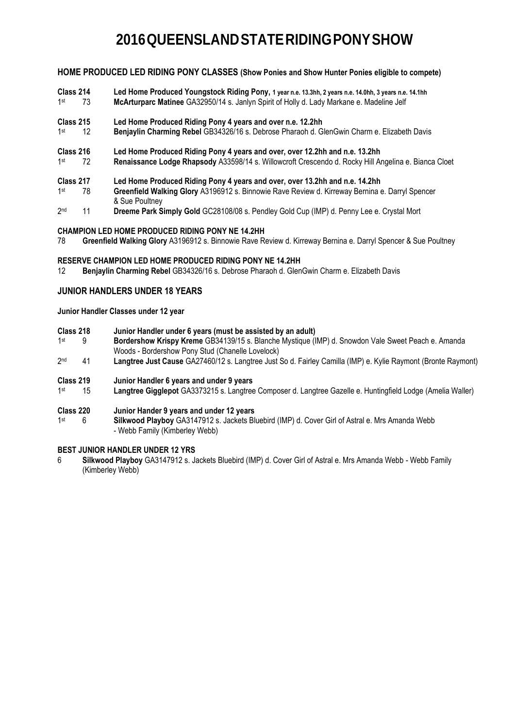# 2016 QUEENSLAND STATE RIDING PONY SHOW

## HOME PRODUCED LED RIDING PONY CLASSES (Show Ponies and Show Hunter Ponies eligible to compete)

**Class 214** **Led Home Produced Youngstock Riding Pony, 1 year n.e. 13.3hh, 2 years n.e. 14.0hh, 3 years n.e. 14.1hh**
1st 73 **McArturparc Matinee** GA32950/14 s. Janlyn Spirit of Holly d. Lady Markane e. Madeline Jelf

**Class 215** **Led Home Produced Riding Pony 4 years and over n.e. 12.2hh**
1st 12 **Benjaylin Charming Rebel** GB34326/16 s. Debrose Pharaoh d. GlenGwin Charm e. Elizabeth Davis

**Class 216** **Led Home Produced Riding Pony 4 years and over, over 12.2hh and n.e. 13.2hh**
1st 72 **Renaissance Lodge Rhapsody** A33598/14 s. Willowcroft Crescendo d. Rocky Hill Angelina e. Bianca Cloet

**Class 217** **Led Home Produced Riding Pony 4 years and over, over 13.2hh and n.e. 14.2hh**
1st 78 **Greenfield Walking Glory** A3196912 s. Binnowie Rave Review d. Kirreway Bernina e. Darryl Spencer & Sue Poultney
2nd 11 **Dreeme Park Simply Gold** GC28108/08 s. Pendley Gold Cup (IMP) d. Penny Lee e. Crystal Mort

**CHAMPION LED HOME PRODUCED RIDING PONY NE 14.2HH**
78 **Greenfield Walking Glory** A3196912 s. Binnowie Rave Review d. Kirreway Bernina e. Darryl Spencer & Sue Poultney

**RESERVE CHAMPION LED HOME PRODUCED RIDING PONY NE 14.2HH**
12 **Benjaylin Charming Rebel** GB34326/16 s. Debrose Pharaoh d. GlenGwin Charm e. Elizabeth Davis

## JUNIOR HANDLERS UNDER 18 YEARS

**Junior Handler Classes under 12 year**

**Class 218** **Junior Handler under 6 years (must be assisted by an adult)**
1st 9 **Bordershow Krispy Kreme** GB34139/15 s. Blanche Mystique (IMP) d. Snowdon Vale Sweet Peach e. Amanda Woods - Bordershow Pony Stud (Chanelle Lovelock)
2nd 41 **Langtree Just Cause** GA27460/12 s. Langtree Just So d. Fairley Camilla (IMP) e. Kylie Raymont (Bronte Raymont)

**Class 219** **Junior Handler 6 years and under 9 years**
1st 15 **Langtree Gigglepot** GA3373215 s. Langtree Composer d. Langtree Gazelle e. Huntingfield Lodge (Amelia Waller)

**Class 220** **Junior Hander 9 years and under 12 years**
1st 6 **Silkwood Playboy** GA3147912 s. Jackets Bluebird (IMP) d. Cover Girl of Astral e. Mrs Amanda Webb - Webb Family (Kimberley Webb)

**BEST JUNIOR HANDLER UNDER 12 YRS**
6 **Silkwood Playboy** GA3147912 s. Jackets Bluebird (IMP) d. Cover Girl of Astral e. Mrs Amanda Webb - Webb Family (Kimberley Webb)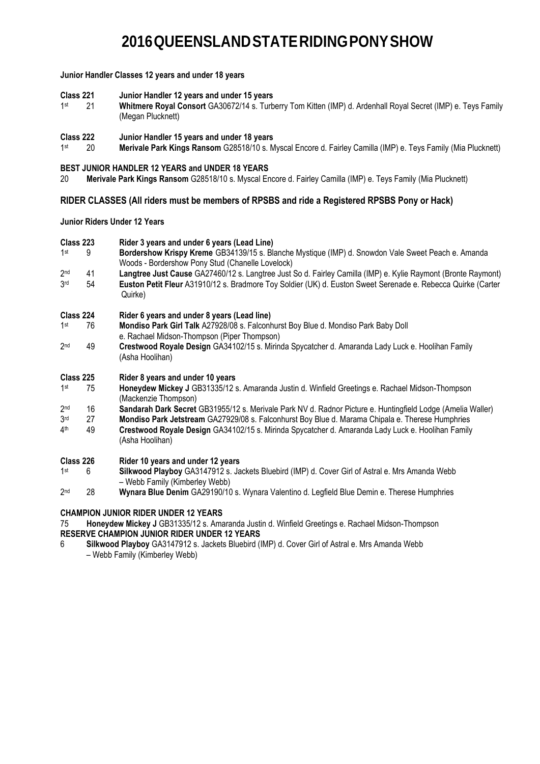# 2016 QUEENSLAND STATE RIDING PONY SHOW

**Junior Handler Classes 12 years and under 18 years**

**Class 221** **Junior Handler 12 years and under 15 years**

1st 21 **Whitmere Royal Consort** GA30672/14 s. Turberry Tom Kitten (IMP) d. Ardenhall Royal Secret (IMP) e. Teys Family (Megan Plucknett)

**Class 222** **Junior Handler 15 years and under 18 years**

1st 20 **Merivale Park Kings Ransom** G28518/10 s. Myscal Encore d. Fairley Camilla (IMP) e. Teys Family (Mia Plucknett)

**BEST JUNIOR HANDLER 12 YEARS and UNDER 18 YEARS**

20 **Merivale Park Kings Ransom** G28518/10 s. Myscal Encore d. Fairley Camilla (IMP) e. Teys Family (Mia Plucknett)

## RIDER CLASSES (All riders must be members of RPSBS and ride a Registered RPSBS Pony or Hack)

**Junior Riders Under 12 Years**

**Class 223** **Rider 3 years and under 6 years (Lead Line)**

1st 9 **Bordershow Krispy Kreme** GB34139/15 s. Blanche Mystique (IMP) d. Snowdon Vale Sweet Peach e. Amanda Woods - Bordershow Pony Stud (Chanelle Lovelock)

2nd 41 **Langtree Just Cause** GA27460/12 s. Langtree Just So d. Fairley Camilla (IMP) e. Kylie Raymont (Bronte Raymont)

3rd 54 **Euston Petit Fleur** A31910/12 s. Bradmore Toy Soldier (UK) d. Euston Sweet Serenade e. Rebecca Quirke (Carter Quirke)

**Class 224** **Rider 6 years and under 8 years (Lead line)**

1st 76 **Mondiso Park Girl Talk** A27928/08 s. Falconhurst Boy Blue d. Mondiso Park Baby Doll e. Rachael Midson-Thompson (Piper Thompson)

2nd 49 **Crestwood Royale Design** GA34102/15 s. Mirinda Spycatcher d. Amaranda Lady Luck e. Hoolihan Family (Asha Hoolihan)

**Class 225** **Rider 8 years and under 10 years**

1st 75 **Honeydew Mickey J** GB31335/12 s. Amaranda Justin d. Winfield Greetings e. Rachael Midson-Thompson (Mackenzie Thompson)

2nd 16 **Sandarah Dark Secret** GB31955/12 s. Merivale Park NV d. Radnor Picture e. Huntingfield Lodge (Amelia Waller)

3rd 27 **Mondiso Park Jetstream** GA27929/08 s. Falconhurst Boy Blue d. Marama Chipala e. Therese Humphries

4th 49 **Crestwood Royale Design** GA34102/15 s. Mirinda Spycatcher d. Amaranda Lady Luck e. Hoolihan Family (Asha Hoolihan)

**Class 226** **Rider 10 years and under 12 years**

1st 6 **Silkwood Playboy** GA3147912 s. Jackets Bluebird (IMP) d. Cover Girl of Astral e. Mrs Amanda Webb – Webb Family (Kimberley Webb)

2nd 28 **Wynara Blue Denim** GA29190/10 s. Wynara Valentino d. Legfield Blue Demin e. Therese Humphries

**CHAMPION JUNIOR RIDER UNDER 12 YEARS**

75 **Honeydew Mickey J** GB31335/12 s. Amaranda Justin d. Winfield Greetings e. Rachael Midson-Thompson

**RESERVE CHAMPION JUNIOR RIDER UNDER 12 YEARS**

6 **Silkwood Playboy** GA3147912 s. Jackets Bluebird (IMP) d. Cover Girl of Astral e. Mrs Amanda Webb – Webb Family (Kimberley Webb)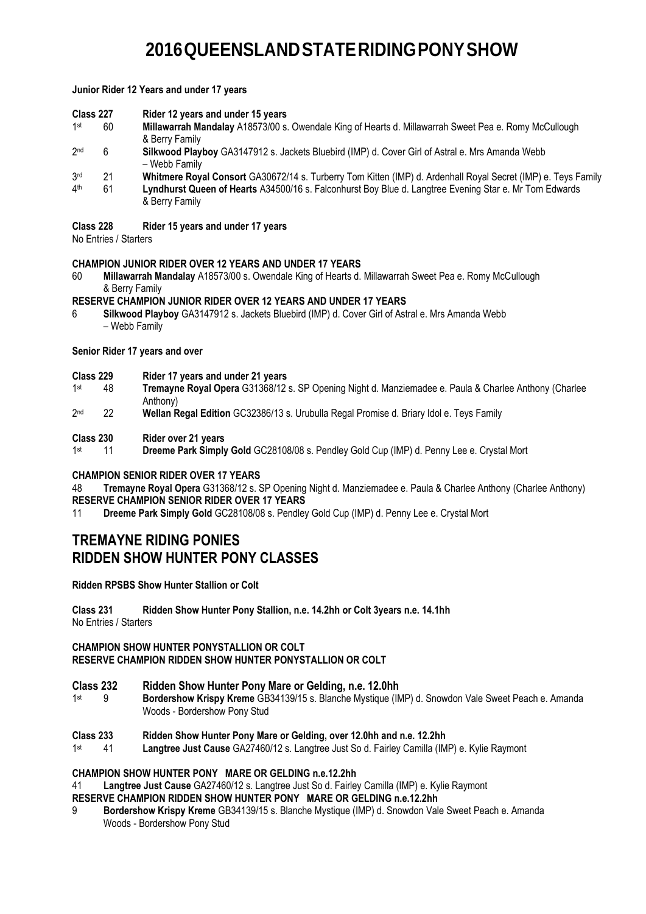# 2016 QUEENSLAND STATE RIDING PONY SHOW

**Junior Rider 12 Years and under 17 years**

**Class 227 Rider 12 years and under 15 years**

1st 60 **Millawarrah Mandalay** A18573/00 s. Owendale King of Hearts d. Millawarrah Sweet Pea e. Romy McCullough & Berry Family

2nd 6 **Silkwood Playboy** GA3147912 s. Jackets Bluebird (IMP) d. Cover Girl of Astral e. Mrs Amanda Webb – Webb Family

3rd 21 **Whitmere Royal Consort** GA30672/14 s. Turberry Tom Kitten (IMP) d. Ardenhall Royal Secret (IMP) e. Teys Family

4th 61 **Lyndhurst Queen of Hearts** A34500/16 s. Falconhurst Boy Blue d. Langtree Evening Star e. Mr Tom Edwards & Berry Family

**Class 228 Rider 15 years and under 17 years**

No Entries / Starters

**CHAMPION JUNIOR RIDER OVER 12 YEARS AND UNDER 17 YEARS**

60 **Millawarrah Mandalay** A18573/00 s. Owendale King of Hearts d. Millawarrah Sweet Pea e. Romy McCullough & Berry Family

**RESERVE CHAMPION JUNIOR RIDER OVER 12 YEARS AND UNDER 17 YEARS**

6 **Silkwood Playboy** GA3147912 s. Jackets Bluebird (IMP) d. Cover Girl of Astral e. Mrs Amanda Webb – Webb Family

**Senior Rider 17 years and over**

**Class 229 Rider 17 years and under 21 years**

1st 48 **Tremayne Royal Opera** G31368/12 s. SP Opening Night d. Manziemadee e. Paula & Charlee Anthony (Charlee Anthony)

2nd 22 **Wellan Regal Edition** GC32386/13 s. Urubulla Regal Promise d. Briary Idol e. Teys Family

**Class 230 Rider over 21 years**

1st 11 **Dreeme Park Simply Gold** GC28108/08 s. Pendley Gold Cup (IMP) d. Penny Lee e. Crystal Mort

**CHAMPION SENIOR RIDER OVER 17 YEARS**

48 **Tremayne Royal Opera** G31368/12 s. SP Opening Night d. Manziemadee e. Paula & Charlee Anthony (Charlee Anthony)

**RESERVE CHAMPION SENIOR RIDER OVER 17 YEARS**

11 **Dreeme Park Simply Gold** GC28108/08 s. Pendley Gold Cup (IMP) d. Penny Lee e. Crystal Mort

## TREMAYNE RIDING PONIES
## RIDDEN SHOW HUNTER PONY CLASSES

**Ridden RPSBS Show Hunter Stallion or Colt**

**Class 231 Ridden Show Hunter Pony Stallion, n.e. 14.2hh or Colt 3years n.e. 14.1hh**

No Entries / Starters

**CHAMPION SHOW HUNTER PONYSTALLION OR COLT**

**RESERVE CHAMPION RIDDEN SHOW HUNTER PONYSTALLION OR COLT**

**Class 232 Ridden Show Hunter Pony Mare or Gelding, n.e. 12.0hh**

1st 9 **Bordershow Krispy Kreme** GB34139/15 s. Blanche Mystique (IMP) d. Snowdon Vale Sweet Peach e. Amanda Woods - Bordershow Pony Stud

**Class 233 Ridden Show Hunter Pony Mare or Gelding, over 12.0hh and n.e. 12.2hh**

1st 41 **Langtree Just Cause** GA27460/12 s. Langtree Just So d. Fairley Camilla (IMP) e. Kylie Raymont

**CHAMPION SHOW HUNTER PONY MARE OR GELDING n.e.12.2hh**

41 **Langtree Just Cause** GA27460/12 s. Langtree Just So d. Fairley Camilla (IMP) e. Kylie Raymont

**RESERVE CHAMPION RIDDEN SHOW HUNTER PONY MARE OR GELDING n.e.12.2hh**

9 **Bordershow Krispy Kreme** GB34139/15 s. Blanche Mystique (IMP) d. Snowdon Vale Sweet Peach e. Amanda Woods - Bordershow Pony Stud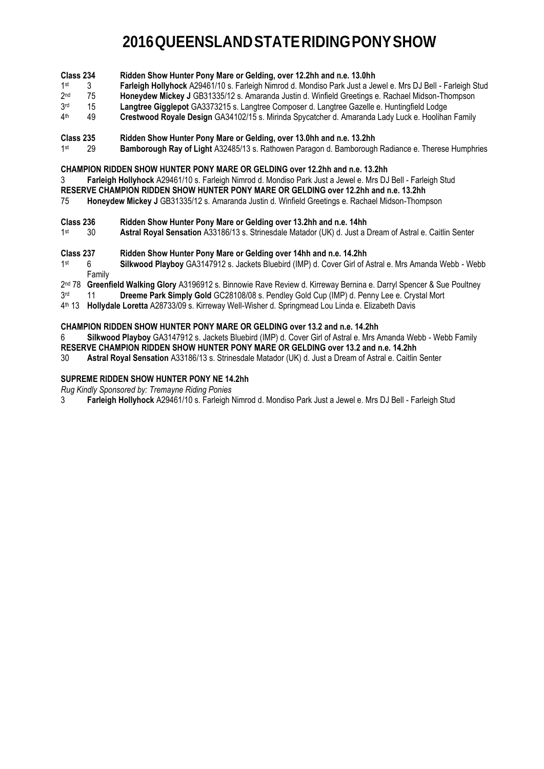# 2016 QUEENSLAND STATE RIDING PONY SHOW

**Class 234 Ridden Show Hunter Pony Mare or Gelding, over 12.2hh and n.e. 13.0hh**

1st 3 **Farleigh Hollyhock** A29461/10 s. Farleigh Nimrod d. Mondiso Park Just a Jewel e. Mrs DJ Bell - Farleigh Stud
2nd 75 **Honeydew Mickey J** GB31335/12 s. Amaranda Justin d. Winfield Greetings e. Rachael Midson-Thompson
3rd 15 **Langtree Gigglepot** GA3373215 s. Langtree Composer d. Langtree Gazelle e. Huntingfield Lodge
4th 49 **Crestwood Royale Design** GA34102/15 s. Mirinda Spycatcher d. Amaranda Lady Luck e. Hoolihan Family

**Class 235 Ridden Show Hunter Pony Mare or Gelding, over 13.0hh and n.e. 13.2hh**

1st 29 **Bamborough Ray of Light** A32485/13 s. Rathowen Paragon d. Bamborough Radiance e. Therese Humphries

**CHAMPION RIDDEN SHOW HUNTER PONY MARE OR GELDING over 12.2hh and n.e. 13.2hh**

3 **Farleigh Hollyhock** A29461/10 s. Farleigh Nimrod d. Mondiso Park Just a Jewel e. Mrs DJ Bell - Farleigh Stud

**RESERVE CHAMPION RIDDEN SHOW HUNTER PONY MARE OR GELDING over 12.2hh and n.e. 13.2hh**

75 **Honeydew Mickey J** GB31335/12 s. Amaranda Justin d. Winfield Greetings e. Rachael Midson-Thompson

**Class 236 Ridden Show Hunter Pony Mare or Gelding over 13.2hh and n.e. 14hh**

1st 30 **Astral Royal Sensation** A33186/13 s. Strinesdale Matador (UK) d. Just a Dream of Astral e. Caitlin Senter

**Class 237 Ridden Show Hunter Pony Mare or Gelding over 14hh and n.e. 14.2hh**

1st 6 **Silkwood Playboy** GA3147912 s. Jackets Bluebird (IMP) d. Cover Girl of Astral e. Mrs Amanda Webb - Webb Family
2nd 78 **Greenfield Walking Glory** A3196912 s. Binnowie Rave Review d. Kirreway Bernina e. Darryl Spencer & Sue Poultney
3rd 11 **Dreeme Park Simply Gold** GC28108/08 s. Pendley Gold Cup (IMP) d. Penny Lee e. Crystal Mort
4th 13 **Hollydale Loretta** A28733/09 s. Kirreway Well-Wisher d. Springmead Lou Linda e. Elizabeth Davis

**CHAMPION RIDDEN SHOW HUNTER PONY MARE OR GELDING over 13.2 and n.e. 14.2hh**

6 **Silkwood Playboy** GA3147912 s. Jackets Bluebird (IMP) d. Cover Girl of Astral e. Mrs Amanda Webb - Webb Family

**RESERVE CHAMPION RIDDEN SHOW HUNTER PONY MARE OR GELDING over 13.2 and n.e. 14.2hh**

30 **Astral Royal Sensation** A33186/13 s. Strinesdale Matador (UK) d. Just a Dream of Astral e. Caitlin Senter

**SUPREME RIDDEN SHOW HUNTER PONY NE 14.2hh**

*Rug Kindly Sponsored by: Tremayne Riding Ponies*

3 **Farleigh Hollyhock** A29461/10 s. Farleigh Nimrod d. Mondiso Park Just a Jewel e. Mrs DJ Bell - Farleigh Stud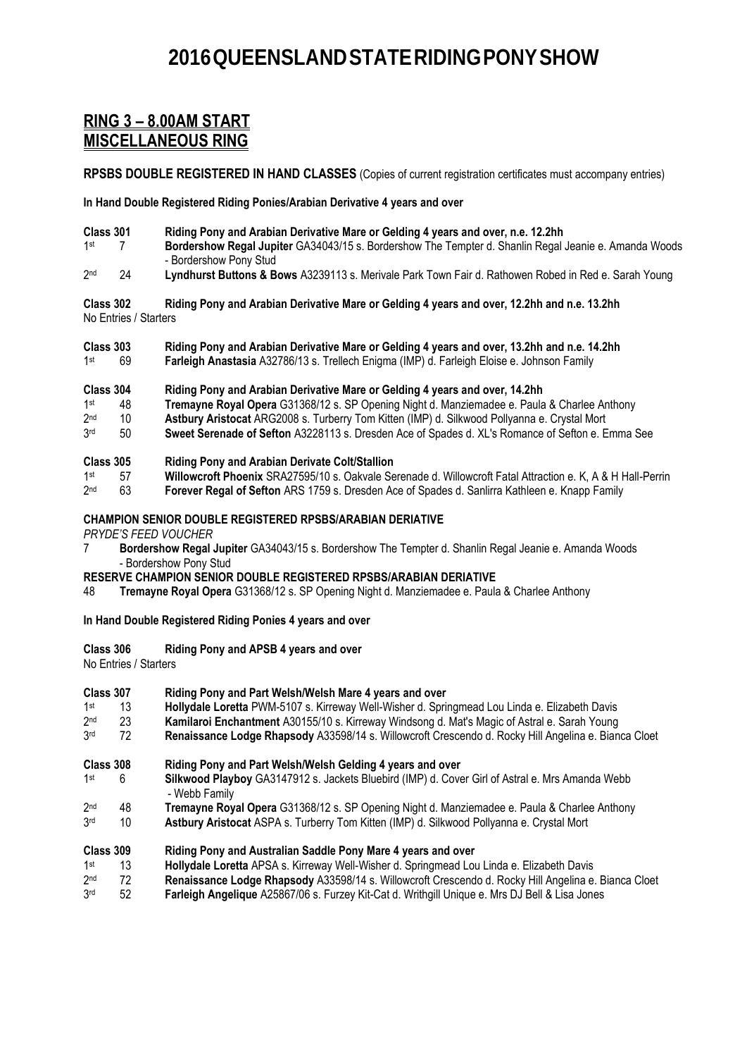# 2016QUEENSLANDSTATERIDINGPONYSHOW

## RING 3 – 8.00AM START
## MISCELLANEOUS RING

**RPSBS DOUBLE REGISTERED IN HAND CLASSES** (Copies of current registration certificates must accompany entries)

**In Hand Double Registered Riding Ponies/Arabian Derivative 4 years and over**

**Class 301 Riding Pony and Arabian Derivative Mare or Gelding 4 years and over, n.e. 12.2hh**

1st 7 **Bordershow Regal Jupiter** GA34043/15 s. Bordershow The Tempter d. Shanlin Regal Jeanie e. Amanda Woods - Bordershow Pony Stud

2nd 24 **Lyndhurst Buttons & Bows** A3239113 s. Merivale Park Town Fair d. Rathowen Robed in Red e. Sarah Young

**Class 302 Riding Pony and Arabian Derivative Mare or Gelding 4 years and over, 12.2hh and n.e. 13.2hh**

No Entries / Starters

**Class 303 Riding Pony and Arabian Derivative Mare or Gelding 4 years and over, 13.2hh and n.e. 14.2hh**

1st 69 **Farleigh Anastasia** A32786/13 s. Trellech Enigma (IMP) d. Farleigh Eloise e. Johnson Family

**Class 304 Riding Pony and Arabian Derivative Mare or Gelding 4 years and over, 14.2hh**

1st 48 **Tremayne Royal Opera** G31368/12 s. SP Opening Night d. Manziemadee e. Paula & Charlee Anthony

2nd 10 **Astbury Aristocat** ARG2008 s. Turberry Tom Kitten (IMP) d. Silkwood Pollyanna e. Crystal Mort

3rd 50 **Sweet Serenade of Sefton** A3228113 s. Dresden Ace of Spades d. XL's Romance of Sefton e. Emma See

**Class 305 Riding Pony and Arabian Derivate Colt/Stallion**

1st 57 **Willowcroft Phoenix** SRA27595/10 s. Oakvale Serenade d. Willowcroft Fatal Attraction e. K, A & H Hall-Perrin

2nd 63 **Forever Regal of Sefton** ARS 1759 s. Dresden Ace of Spades d. Sanlirra Kathleen e. Knapp Family

**CHAMPION SENIOR DOUBLE REGISTERED RPSBS/ARABIAN DERIVATIVE**

*PRYDE'S FEED VOUCHER*

7 **Bordershow Regal Jupiter** GA34043/15 s. Bordershow The Tempter d. Shanlin Regal Jeanie e. Amanda Woods - Bordershow Pony Stud

**RESERVE CHAMPION SENIOR DOUBLE REGISTERED RPSBS/ARABIAN DERIVATIVE**

48 **Tremayne Royal Opera** G31368/12 s. SP Opening Night d. Manziemadee e. Paula & Charlee Anthony

**In Hand Double Registered Riding Ponies 4 years and over**

**Class 306 Riding Pony and APSB 4 years and over**

No Entries / Starters

**Class 307 Riding Pony and Part Welsh/Welsh Mare 4 years and over**

1st 13 **Hollydale Loretta** PWM-5107 s. Kirreway Well-Wisher d. Springmead Lou Linda e. Elizabeth Davis

2nd 23 **Kamilaroi Enchantment** A30155/10 s. Kirreway Windsong d. Mat's Magic of Astral e. Sarah Young

3rd 72 **Renaissance Lodge Rhapsody** A33598/14 s. Willowcroft Crescendo d. Rocky Hill Angelina e. Bianca Cloet

**Class 308 Riding Pony and Part Welsh/Welsh Gelding 4 years and over**

1st 6 **Silkwood Playboy** GA3147912 s. Jackets Bluebird (IMP) d. Cover Girl of Astral e. Mrs Amanda Webb - Webb Family

2nd 48 **Tremayne Royal Opera** G31368/12 s. SP Opening Night d. Manziemadee e. Paula & Charlee Anthony

3rd 10 **Astbury Aristocat** ASPA s. Turberry Tom Kitten (IMP) d. Silkwood Pollyanna e. Crystal Mort

**Class 309 Riding Pony and Australian Saddle Pony Mare 4 years and over**

1st 13 **Hollydale Loretta** APSA s. Kirreway Well-Wisher d. Springmead Lou Linda e. Elizabeth Davis

2nd 72 **Renaissance Lodge Rhapsody** A33598/14 s. Willowcroft Crescendo d. Rocky Hill Angelina e. Bianca Cloet

3rd 52 **Farleigh Angelique** A25867/06 s. Furzey Kit-Cat d. Writhgill Unique e. Mrs DJ Bell & Lisa Jones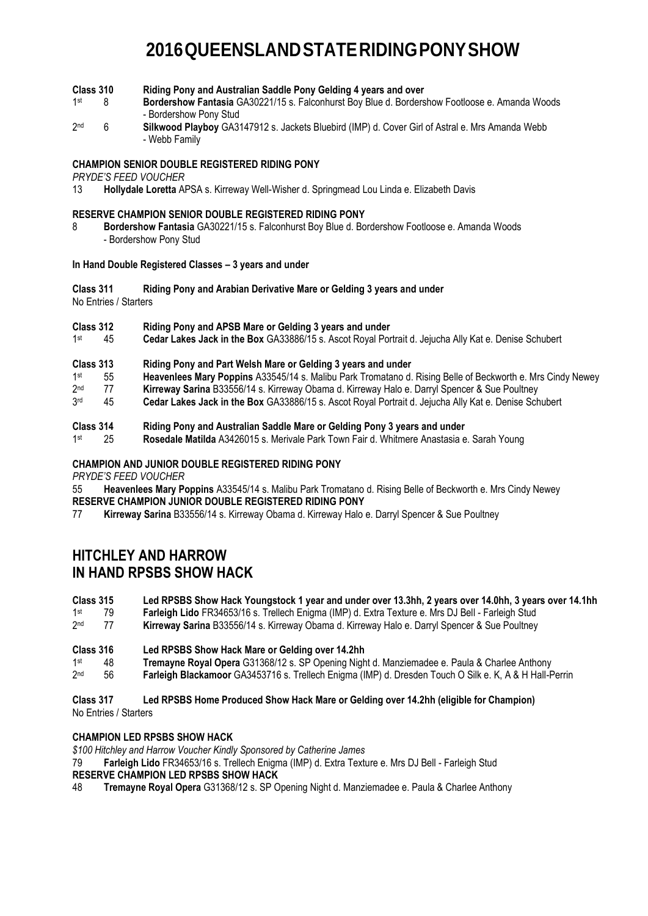# 2016 QUEENSLAND STATE RIDING PONY SHOW

**Class 310 Riding Pony and Australian Saddle Pony Gelding 4 years and over**

1st 8 **Bordershow Fantasia** GA30221/15 s. Falconhurst Boy Blue d. Bordershow Footloose e. Amanda Woods - Bordershow Pony Stud

2nd 6 **Silkwood Playboy** GA3147912 s. Jackets Bluebird (IMP) d. Cover Girl of Astral e. Mrs Amanda Webb - Webb Family

**CHAMPION SENIOR DOUBLE REGISTERED RIDING PONY**

*PRYDE'S FEED VOUCHER*

13 **Hollydale Loretta** APSA s. Kirreway Well-Wisher d. Springmead Lou Linda e. Elizabeth Davis

**RESERVE CHAMPION SENIOR DOUBLE REGISTERED RIDING PONY**

8 **Bordershow Fantasia** GA30221/15 s. Falconhurst Boy Blue d. Bordershow Footloose e. Amanda Woods - Bordershow Pony Stud

**In Hand Double Registered Classes – 3 years and under**

**Class 311 Riding Pony and Arabian Derivative Mare or Gelding 3 years and under**

No Entries / Starters

**Class 312 Riding Pony and APSB Mare or Gelding 3 years and under**

1st 45 **Cedar Lakes Jack in the Box** GA33886/15 s. Ascot Royal Portrait d. Jejucha Ally Kat e. Denise Schubert

**Class 313 Riding Pony and Part Welsh Mare or Gelding 3 years and under**

1st 55 **Heavenlees Mary Poppins** A33545/14 s. Malibu Park Tromatano d. Rising Belle of Beckworth e. Mrs Cindy Newey

2nd 77 **Kirreway Sarina** B33556/14 s. Kirreway Obama d. Kirreway Halo e. Darryl Spencer & Sue Poultney

3rd 45 **Cedar Lakes Jack in the Box** GA33886/15 s. Ascot Royal Portrait d. Jejucha Ally Kat e. Denise Schubert

**Class 314 Riding Pony and Australian Saddle Mare or Gelding Pony 3 years and under**

1st 25 **Rosedale Matilda** A3426015 s. Merivale Park Town Fair d. Whitmere Anastasia e. Sarah Young

**CHAMPION AND JUNIOR DOUBLE REGISTERED RIDING PONY**

*PRYDE'S FEED VOUCHER*

55 **Heavenlees Mary Poppins** A33545/14 s. Malibu Park Tromatano d. Rising Belle of Beckworth e. Mrs Cindy Newey

**RESERVE CHAMPION JUNIOR DOUBLE REGISTERED RIDING PONY**

77 **Kirreway Sarina** B33556/14 s. Kirreway Obama d. Kirreway Halo e. Darryl Spencer & Sue Poultney

## HITCHLEY AND HARROW IN HAND RPSBS SHOW HACK

**Class 315 Led RPSBS Show Hack Youngstock 1 year and under over 13.3hh, 2 years over 14.0hh, 3 years over 14.1hh**

1st 79 **Farleigh Lido** FR34653/16 s. Trellech Enigma (IMP) d. Extra Texture e. Mrs DJ Bell - Farleigh Stud

2nd 77 **Kirreway Sarina** B33556/14 s. Kirreway Obama d. Kirreway Halo e. Darryl Spencer & Sue Poultney

**Class 316 Led RPSBS Show Hack Mare or Gelding over 14.2hh**

1st 48 **Tremayne Royal Opera** G31368/12 s. SP Opening Night d. Manziemadee e. Paula & Charlee Anthony

2nd 56 **Farleigh Blackamoor** GA3453716 s. Trellech Enigma (IMP) d. Dresden Touch O Silk e. K, A & H Hall-Perrin

**Class 317 Led RPSBS Home Produced Show Hack Mare or Gelding over 14.2hh (eligible for Champion)**

No Entries / Starters

**CHAMPION LED RPSBS SHOW HACK**

*$100 Hitchley and Harrow Voucher Kindly Sponsored by Catherine James*

79 **Farleigh Lido** FR34653/16 s. Trellech Enigma (IMP) d. Extra Texture e. Mrs DJ Bell - Farleigh Stud

**RESERVE CHAMPION LED RPSBS SHOW HACK**

48 **Tremayne Royal Opera** G31368/12 s. SP Opening Night d. Manziemadee e. Paula & Charlee Anthony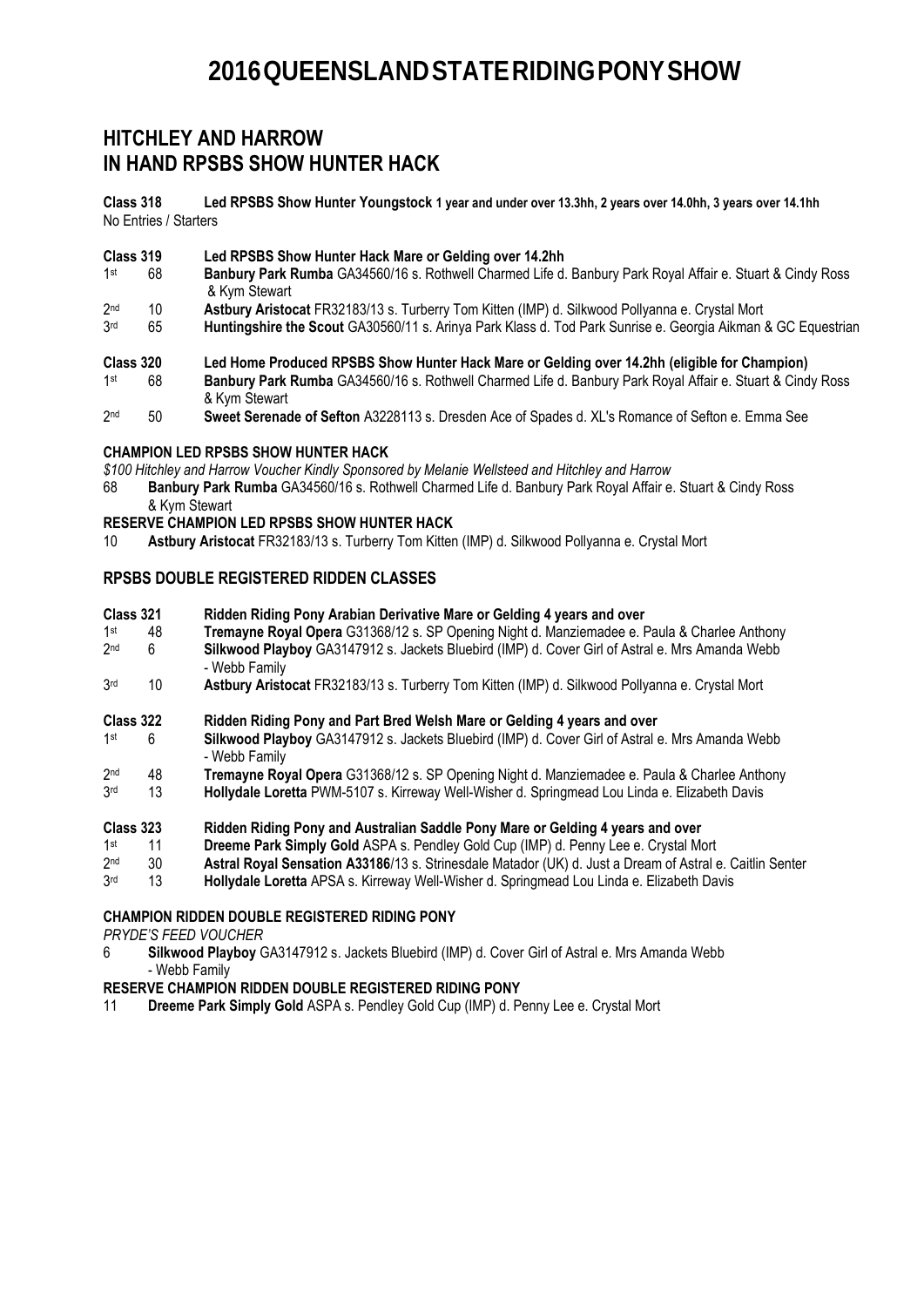# 2016 QUEENSLAND STATE RIDING PONY SHOW

## HITCHLEY AND HARROW
## IN HAND RPSBS SHOW HUNTER HACK

**Class 318** **Led RPSBS Show Hunter Youngstock 1 year and under over 13.3hh, 2 years over 14.0hh, 3 years over 14.1hh**
No Entries / Starters

**Class 319** **Led RPSBS Show Hunter Hack Mare or Gelding over 14.2hh**

1st 68 **Banbury Park Rumba** GA34560/16 s. Rothwell Charmed Life d. Banbury Park Royal Affair e. Stuart & Cindy Ross & Kym Stewart
2nd 10 **Astbury Aristocat** FR32183/13 s. Turberry Tom Kitten (IMP) d. Silkwood Pollyanna e. Crystal Mort
3rd 65 **Huntingshire the Scout** GA30560/11 s. Arinya Park Klass d. Tod Park Sunrise e. Georgia Aikman & GC Equestrian

**Class 320** **Led Home Produced RPSBS Show Hunter Hack Mare or Gelding over 14.2hh (eligible for Champion)**

1st 68 **Banbury Park Rumba** GA34560/16 s. Rothwell Charmed Life d. Banbury Park Royal Affair e. Stuart & Cindy Ross & Kym Stewart
2nd 50 **Sweet Serenade of Sefton** A3228113 s. Dresden Ace of Spades d. XL's Romance of Sefton e. Emma See

**CHAMPION LED RPSBS SHOW HUNTER HACK**
*$100 Hitchley and Harrow Voucher Kindly Sponsored by Melanie Wellsteed and Hitchley and Harrow*
68 **Banbury Park Rumba** GA34560/16 s. Rothwell Charmed Life d. Banbury Park Royal Affair e. Stuart & Cindy Ross & Kym Stewart

**RESERVE CHAMPION LED RPSBS SHOW HUNTER HACK**
10 **Astbury Aristocat** FR32183/13 s. Turberry Tom Kitten (IMP) d. Silkwood Pollyanna e. Crystal Mort

### RPSBS DOUBLE REGISTERED RIDDEN CLASSES

**Class 321** **Ridden Riding Pony Arabian Derivative Mare or Gelding 4 years and over**

1st 48 **Tremayne Royal Opera** G31368/12 s. SP Opening Night d. Manziemadee e. Paula & Charlee Anthony
2nd 6 **Silkwood Playboy** GA3147912 s. Jackets Bluebird (IMP) d. Cover Girl of Astral e. Mrs Amanda Webb - Webb Family
3rd 10 **Astbury Aristocat** FR32183/13 s. Turberry Tom Kitten (IMP) d. Silkwood Pollyanna e. Crystal Mort

**Class 322** **Ridden Riding Pony and Part Bred Welsh Mare or Gelding 4 years and over**

1st 6 **Silkwood Playboy** GA3147912 s. Jackets Bluebird (IMP) d. Cover Girl of Astral e. Mrs Amanda Webb - Webb Family
2nd 48 **Tremayne Royal Opera** G31368/12 s. SP Opening Night d. Manziemadee e. Paula & Charlee Anthony
3rd 13 **Hollydale Loretta** PWM-5107 s. Kirreway Well-Wisher d. Springmead Lou Linda e. Elizabeth Davis

**Class 323** **Ridden Riding Pony and Australian Saddle Pony Mare or Gelding 4 years and over**

1st 11 **Dreeme Park Simply Gold** ASPA s. Pendley Gold Cup (IMP) d. Penny Lee e. Crystal Mort
2nd 30 **Astral Royal Sensation A33186**/13 s. Strinesdale Matador (UK) d. Just a Dream of Astral e. Caitlin Senter
3rd 13 **Hollydale Loretta** APSA s. Kirreway Well-Wisher d. Springmead Lou Linda e. Elizabeth Davis

**CHAMPION RIDDEN DOUBLE REGISTERED RIDING PONY**
*PRYDE'S FEED VOUCHER*
6 **Silkwood Playboy** GA3147912 s. Jackets Bluebird (IMP) d. Cover Girl of Astral e. Mrs Amanda Webb - Webb Family

**RESERVE CHAMPION RIDDEN DOUBLE REGISTERED RIDING PONY**
11 **Dreeme Park Simply Gold** ASPA s. Pendley Gold Cup (IMP) d. Penny Lee e. Crystal Mort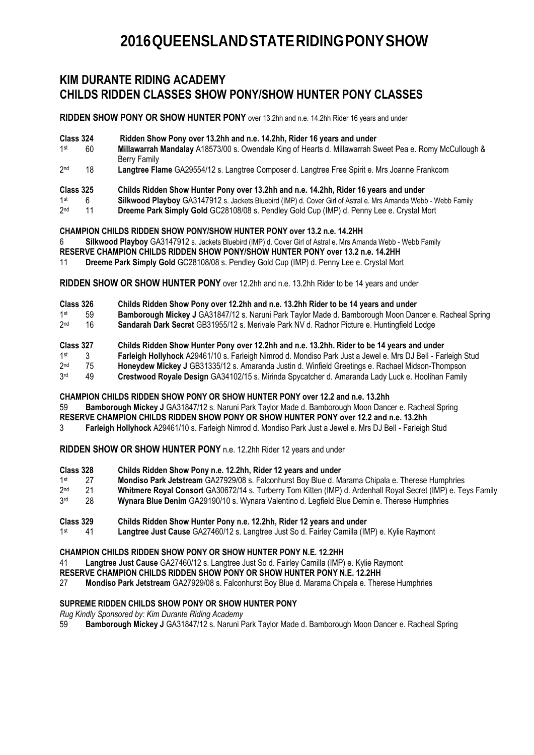# 2016 QUEENSLAND STATE RIDING PONY SHOW

## KIM DURANTE RIDING ACADEMY
## CHILDS RIDDEN CLASSES SHOW PONY/SHOW HUNTER PONY CLASSES

**RIDDEN SHOW PONY OR SHOW HUNTER PONY** over 13.2hh and n.e. 14.2hh Rider 16 years and under

**Class 324 Ridden Show Pony over 13.2hh and n.e. 14.2hh, Rider 16 years and under**

1st 60 **Millawarrah Mandalay** A18573/00 s. Owendale King of Hearts d. Millawarrah Sweet Pea e. Romy McCullough & Berry Family

2nd 18 **Langtree Flame** GA29554/12 s. Langtree Composer d. Langtree Free Spirit e. Mrs Joanne Frankcom

**Class 325 Childs Ridden Show Hunter Pony over 13.2hh and n.e. 14.2hh, Rider 16 years and under**

1st 6 **Silkwood Playboy** GA3147912 s. Jackets Bluebird (IMP) d. Cover Girl of Astral e. Mrs Amanda Webb - Webb Family

2nd 11 **Dreeme Park Simply Gold** GC28108/08 s. Pendley Gold Cup (IMP) d. Penny Lee e. Crystal Mort

**CHAMPION CHILDS RIDDEN SHOW PONY/SHOW HUNTER PONY over 13.2 n.e. 14.2HH**

6 **Silkwood Playboy** GA3147912 s. Jackets Bluebird (IMP) d. Cover Girl of Astral e. Mrs Amanda Webb - Webb Family

**RESERVE CHAMPION CHILDS RIDDEN SHOW PONY/SHOW HUNTER PONY over 13.2 n.e. 14.2HH**

11 **Dreeme Park Simply Gold** GC28108/08 s. Pendley Gold Cup (IMP) d. Penny Lee e. Crystal Mort

**RIDDEN SHOW OR SHOW HUNTER PONY** over 12.2hh and n.e. 13.2hh Rider to be 14 years and under

**Class 326 Childs Ridden Show Pony over 12.2hh and n.e. 13.2hh Rider to be 14 years and under**

1st 59 **Bamborough Mickey J** GA31847/12 s. Naruni Park Taylor Made d. Bamborough Moon Dancer e. Racheal Spring

2nd 16 **Sandarah Dark Secret** GB31955/12 s. Merivale Park NV d. Radnor Picture e. Huntingfield Lodge

**Class 327 Childs Ridden Show Hunter Pony over 12.2hh and n.e. 13.2hh. Rider to be 14 years and under**

1st 3 **Farleigh Hollyhock** A29461/10 s. Farleigh Nimrod d. Mondiso Park Just a Jewel e. Mrs DJ Bell - Farleigh Stud

2nd 75 **Honeydew Mickey J** GB31335/12 s. Amaranda Justin d. Winfield Greetings e. Rachael Midson-Thompson

3rd 49 **Crestwood Royale Design** GA34102/15 s. Mirinda Spycatcher d. Amaranda Lady Luck e. Hoolihan Family

**CHAMPION CHILDS RIDDEN SHOW PONY OR SHOW HUNTER PONY over 12.2 and n.e. 13.2hh**

59 **Bamborough Mickey J** GA31847/12 s. Naruni Park Taylor Made d. Bamborough Moon Dancer e. Racheal Spring

**RESERVE CHAMPION CHILDS RIDDEN SHOW PONY OR SHOW HUNTER PONY over 12.2 and n.e. 13.2hh**

3 **Farleigh Hollyhock** A29461/10 s. Farleigh Nimrod d. Mondiso Park Just a Jewel e. Mrs DJ Bell - Farleigh Stud

**RIDDEN SHOW OR SHOW HUNTER PONY** n.e. 12.2hh Rider 12 years and under

**Class 328 Childs Ridden Show Pony n.e. 12.2hh, Rider 12 years and under**

1st 27 **Mondiso Park Jetstream** GA27929/08 s. Falconhurst Boy Blue d. Marama Chipala e. Therese Humphries

2nd 21 **Whitmere Royal Consort** GA30672/14 s. Turberry Tom Kitten (IMP) d. Ardenhall Royal Secret (IMP) e. Teys Family

3rd 28 **Wynara Blue Denim** GA29190/10 s. Wynara Valentino d. Legfield Blue Demin e. Therese Humphries

**Class 329 Childs Ridden Show Hunter Pony n.e. 12.2hh, Rider 12 years and under**

1st 41 **Langtree Just Cause** GA27460/12 s. Langtree Just So d. Fairley Camilla (IMP) e. Kylie Raymont

**CHAMPION CHILDS RIDDEN SHOW PONY OR SHOW HUNTER PONY N.E. 12.2HH**

41 **Langtree Just Cause** GA27460/12 s. Langtree Just So d. Fairley Camilla (IMP) e. Kylie Raymont

**RESERVE CHAMPION CHILDS RIDDEN SHOW PONY OR SHOW HUNTER PONY N.E. 12.2HH**

27 **Mondiso Park Jetstream** GA27929/08 s. Falconhurst Boy Blue d. Marama Chipala e. Therese Humphries

**SUPREME RIDDEN CHILDS SHOW PONY OR SHOW HUNTER PONY**

*Rug Kindly Sponsored by: Kim Durante Riding Academy*

59 **Bamborough Mickey J** GA31847/12 s. Naruni Park Taylor Made d. Bamborough Moon Dancer e. Racheal Spring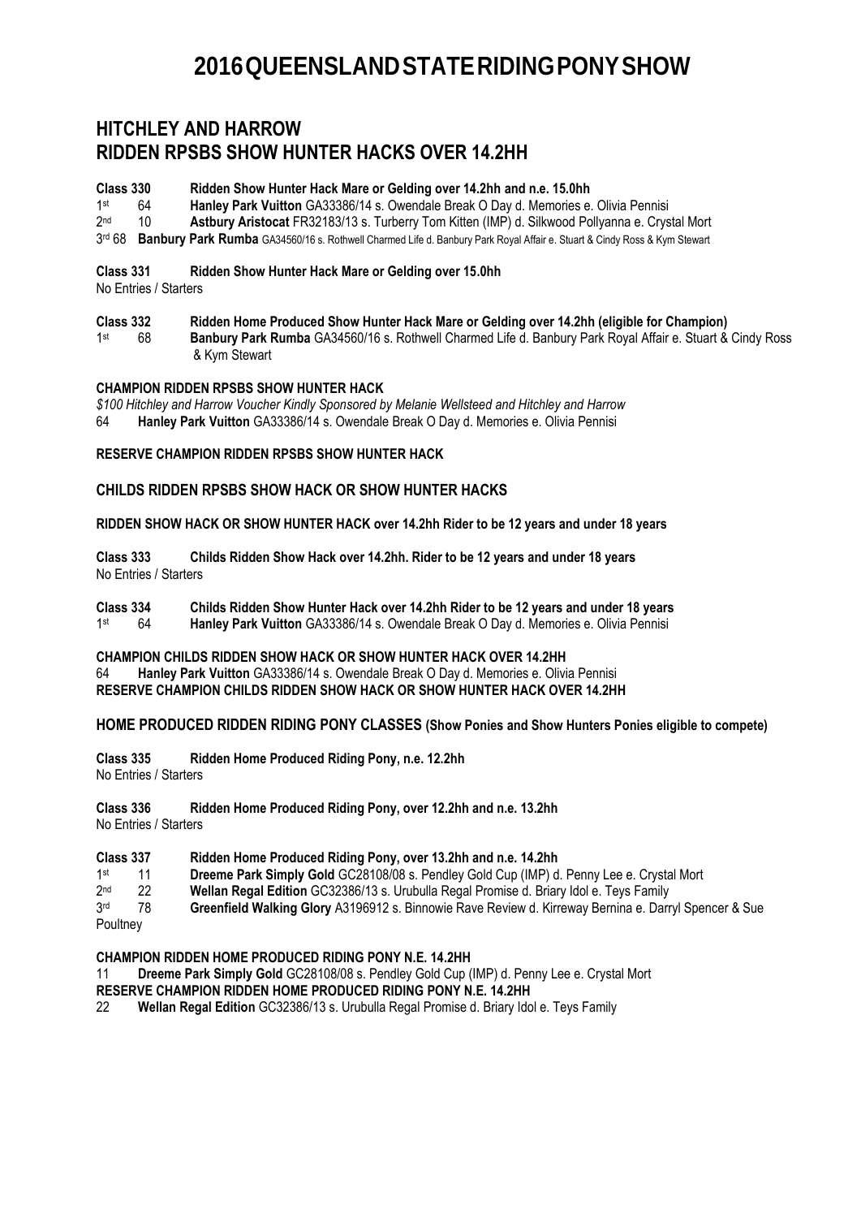# 2016 QUEENSLAND STATE RIDING PONY SHOW

## HITCHLEY AND HARROW
## RIDDEN RPSBS SHOW HUNTER HACKS OVER 14.2HH

**Class 330 Ridden Show Hunter Hack Mare or Gelding over 14.2hh and n.e. 15.0hh**

1st 64 **Hanley Park Vuitton** GA33386/14 s. Owendale Break O Day d. Memories e. Olivia Pennisi
2nd 10 **Astbury Aristocat** FR32183/13 s. Turberry Tom Kitten (IMP) d. Silkwood Pollyanna e. Crystal Mort
3rd 68 **Banbury Park Rumba** GA34560/16 s. Rothwell Charmed Life d. Banbury Park Royal Affair e. Stuart & Cindy Ross & Kym Stewart

**Class 331 Ridden Show Hunter Hack Mare or Gelding over 15.0hh**

No Entries / Starters

**Class 332 Ridden Home Produced Show Hunter Hack Mare or Gelding over 14.2hh (eligible for Champion)**

1st 68 **Banbury Park Rumba** GA34560/16 s. Rothwell Charmed Life d. Banbury Park Royal Affair e. Stuart & Cindy Ross & Kym Stewart

**CHAMPION RIDDEN RPSBS SHOW HUNTER HACK**

*$100 Hitchley and Harrow Voucher Kindly Sponsored by Melanie Wellsteed and Hitchley and Harrow*

64 **Hanley Park Vuitton** GA33386/14 s. Owendale Break O Day d. Memories e. Olivia Pennisi

**RESERVE CHAMPION RIDDEN RPSBS SHOW HUNTER HACK**

**CHILDS RIDDEN RPSBS SHOW HACK OR SHOW HUNTER HACKS**

**RIDDEN SHOW HACK OR SHOW HUNTER HACK over 14.2hh Rider to be 12 years and under 18 years**

**Class 333 Childs Ridden Show Hack over 14.2hh. Rider to be 12 years and under 18 years**

No Entries / Starters

**Class 334 Childs Ridden Show Hunter Hack over 14.2hh Rider to be 12 years and under 18 years**

1st 64 **Hanley Park Vuitton** GA33386/14 s. Owendale Break O Day d. Memories e. Olivia Pennisi

**CHAMPION CHILDS RIDDEN SHOW HACK OR SHOW HUNTER HACK OVER 14.2HH**

64 **Hanley Park Vuitton** GA33386/14 s. Owendale Break O Day d. Memories e. Olivia Pennisi

**RESERVE CHAMPION CHILDS RIDDEN SHOW HACK OR SHOW HUNTER HACK OVER 14.2HH**

**HOME PRODUCED RIDDEN RIDING PONY CLASSES (Show Ponies and Show Hunters Ponies eligible to compete)**

**Class 335 Ridden Home Produced Riding Pony, n.e. 12.2hh**

No Entries / Starters

**Class 336 Ridden Home Produced Riding Pony, over 12.2hh and n.e. 13.2hh**

No Entries / Starters

**Class 337 Ridden Home Produced Riding Pony, over 13.2hh and n.e. 14.2hh**

1st 11 **Dreeme Park Simply Gold** GC28108/08 s. Pendley Gold Cup (IMP) d. Penny Lee e. Crystal Mort
2nd 22 **Wellan Regal Edition** GC32386/13 s. Urubulla Regal Promise d. Briary Idol e. Teys Family
3rd 78 **Greenfield Walking Glory** A3196912 s. Binnowie Rave Review d. Kirreway Bernina e. Darryl Spencer & Sue Poultney

**CHAMPION RIDDEN HOME PRODUCED RIDING PONY N.E. 14.2HH**

11 **Dreeme Park Simply Gold** GC28108/08 s. Pendley Gold Cup (IMP) d. Penny Lee e. Crystal Mort

**RESERVE CHAMPION RIDDEN HOME PRODUCED RIDING PONY N.E. 14.2HH**

22 **Wellan Regal Edition** GC32386/13 s. Urubulla Regal Promise d. Briary Idol e. Teys Family